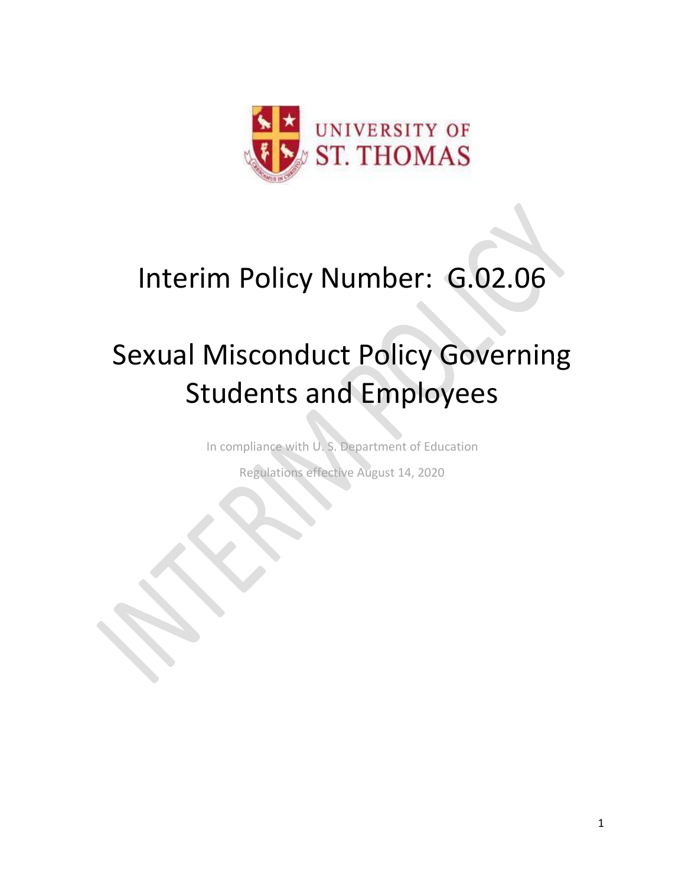UNIVERSITY OF ST. THOMAS

# Interim Policy Number: G.02.06

# Sexual Misconduct Policy Governing Students and Employees

In compliance with U. S. Department of Education

Regulations effective August 14, 2020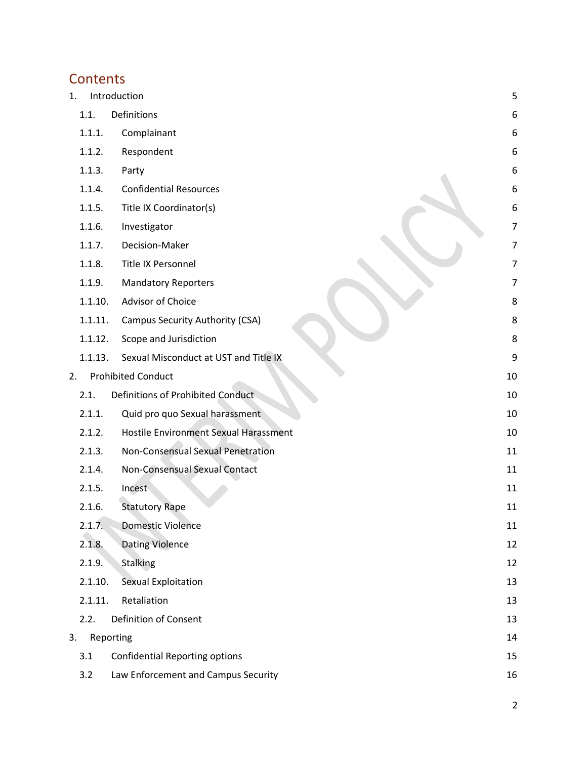# Contents

1. Introduction 5
   - 1.1. Definitions 6
     - 1.1.1. Complainant 6
     - 1.1.2. Respondent 6
     - 1.1.3. Party 6
     - 1.1.4. Confidential Resources 6
     - 1.1.5. Title IX Coordinator(s) 6
     - 1.1.6. Investigator 7
     - 1.1.7. Decision-Maker 7
     - 1.1.8. Title IX Personnel 7
     - 1.1.9. Mandatory Reporters 7
     - 1.1.10. Advisor of Choice 8
     - 1.1.11. Campus Security Authority (CSA) 8
     - 1.1.12. Scope and Jurisdiction 8
     - 1.1.13. Sexual Misconduct at UST and Title IX 9
2. Prohibited Conduct 10
   - 2.1. Definitions of Prohibited Conduct 10
     - 2.1.1. Quid pro quo Sexual harassment 10
     - 2.1.2. Hostile Environment Sexual Harassment 10
     - 2.1.3. Non-Consensual Sexual Penetration 11
     - 2.1.4. Non-Consensual Sexual Contact 11
     - 2.1.5. Incest 11
     - 2.1.6. Statutory Rape 11
     - 2.1.7. Domestic Violence 11
     - 2.1.8. Dating Violence 12
     - 2.1.9. Stalking 12
     - 2.1.10. Sexual Exploitation 13
     - 2.1.11. Retaliation 13
   - 2.2. Definition of Consent 13
3. Reporting 14
   - 3.1 Confidential Reporting options 15
   - 3.2 Law Enforcement and Campus Security 16

INTERIM POLICY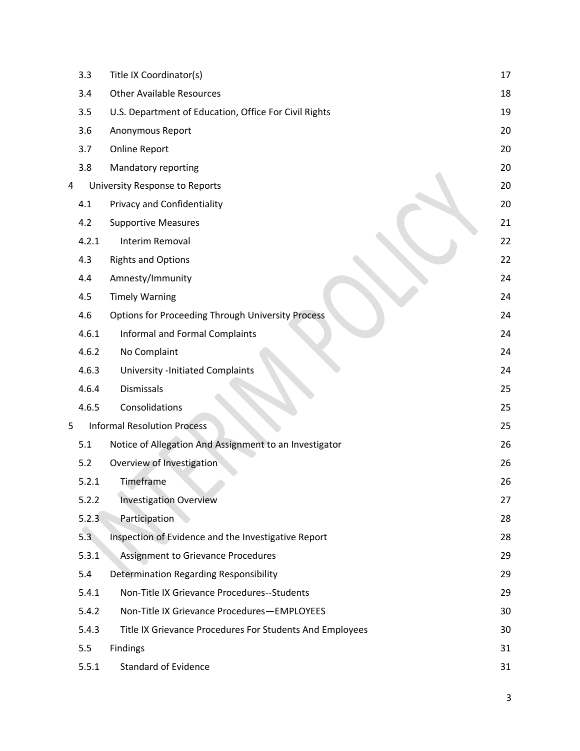| | | |
|---|---|---|
| 3.3 | Title IX Coordinator(s) | 17 |
| 3.4 | Other Available Resources | 18 |
| 3.5 | U.S. Department of Education, Office For Civil Rights | 19 |
| 3.6 | Anonymous Report | 20 |
| 3.7 | Online Report | 20 |
| 3.8 | Mandatory reporting | 20 |
| 4 | University Response to Reports | 20 |
| 4.1 | Privacy and Confidentiality | 20 |
| 4.2 | Supportive Measures | 21 |
| 4.2.1 | Interim Removal | 22 |
| 4.3 | Rights and Options | 22 |
| 4.4 | Amnesty/Immunity | 24 |
| 4.5 | Timely Warning | 24 |
| 4.6 | Options for Proceeding Through University Process | 24 |
| 4.6.1 | Informal and Formal Complaints | 24 |
| 4.6.2 | No Complaint | 24 |
| 4.6.3 | University -Initiated Complaints | 24 |
| 4.6.4 | Dismissals | 25 |
| 4.6.5 | Consolidations | 25 |
| 5 | Informal Resolution Process | 25 |
| 5.1 | Notice of Allegation And Assignment to an Investigator | 26 |
| 5.2 | Overview of Investigation | 26 |
| 5.2.1 | Timeframe | 26 |
| 5.2.2 | Investigation Overview | 27 |
| 5.2.3 | Participation | 28 |
| 5.3 | Inspection of Evidence and the Investigative Report | 28 |
| 5.3.1 | Assignment to Grievance Procedures | 29 |
| 5.4 | Determination Regarding Responsibility | 29 |
| 5.4.1 | Non-Title IX Grievance Procedures--Students | 29 |
| 5.4.2 | Non-Title IX Grievance Procedures—EMPLOYEES | 30 |
| 5.4.3 | Title IX Grievance Procedures For Students And Employees | 30 |
| 5.5 | Findings | 31 |
| 5.5.1 | Standard of Evidence | 31 |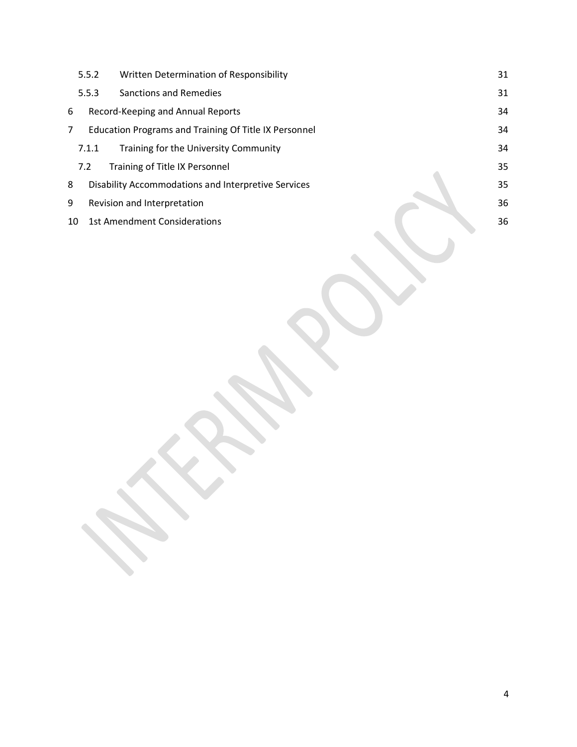| | | |
|---|---|---|
| 5.5.2 | Written Determination of Responsibility | 31 |
| 5.5.3 | Sanctions and Remedies | 31 |
| 6 | Record-Keeping and Annual Reports | 34 |
| 7 | Education Programs and Training Of Title IX Personnel | 34 |
| 7.1.1 | Training for the University Community | 34 |
| 7.2 | Training of Title IX Personnel | 35 |
| 8 | Disability Accommodations and Interpretive Services | 35 |
| 9 | Revision and Interpretation | 36 |
| 10 | 1st Amendment Considerations | 36 |

INTERIM POLICY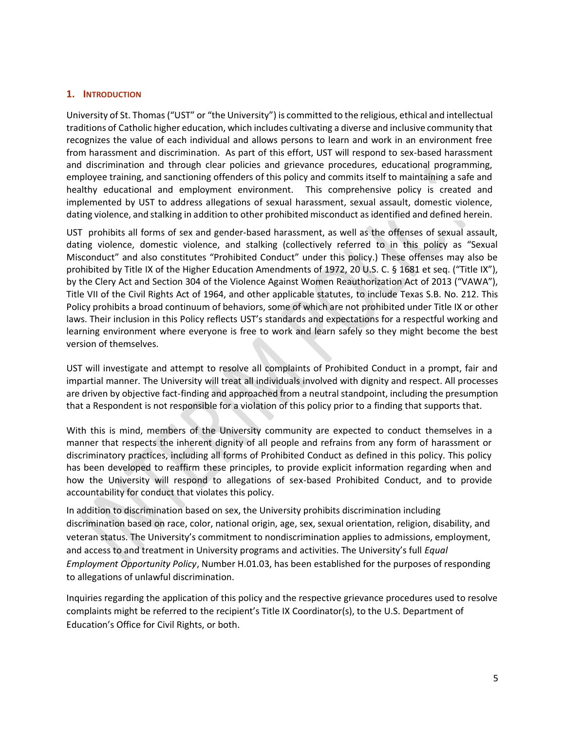## 1. Introduction

University of St. Thomas ("UST" or "the University") is committed to the religious, ethical and intellectual traditions of Catholic higher education, which includes cultivating a diverse and inclusive community that recognizes the value of each individual and allows persons to learn and work in an environment free from harassment and discrimination. As part of this effort, UST will respond to sex-based harassment and discrimination and through clear policies and grievance procedures, educational programming, employee training, and sanctioning offenders of this policy and commits itself to maintaining a safe and healthy educational and employment environment. This comprehensive policy is created and implemented by UST to address allegations of sexual harassment, sexual assault, domestic violence, dating violence, and stalking in addition to other prohibited misconduct as identified and defined herein.

UST prohibits all forms of sex and gender-based harassment, as well as the offenses of sexual assault, dating violence, domestic violence, and stalking (collectively referred to in this policy as "Sexual Misconduct" and also constitutes "Prohibited Conduct" under this policy.) These offenses may also be prohibited by Title IX of the Higher Education Amendments of 1972, 20 U.S. C. § 1681 et seq. ("Title IX"), by the Clery Act and Section 304 of the Violence Against Women Reauthorization Act of 2013 ("VAWA"), Title VII of the Civil Rights Act of 1964, and other applicable statutes, to include Texas S.B. No. 212. This Policy prohibits a broad continuum of behaviors, some of which are not prohibited under Title IX or other laws. Their inclusion in this Policy reflects UST's standards and expectations for a respectful working and learning environment where everyone is free to work and learn safely so they might become the best version of themselves.

UST will investigate and attempt to resolve all complaints of Prohibited Conduct in a prompt, fair and impartial manner. The University will treat all individuals involved with dignity and respect. All processes are driven by objective fact-finding and approached from a neutral standpoint, including the presumption that a Respondent is not responsible for a violation of this policy prior to a finding that supports that.

With this is mind, members of the University community are expected to conduct themselves in a manner that respects the inherent dignity of all people and refrains from any form of harassment or discriminatory practices, including all forms of Prohibited Conduct as defined in this policy. This policy has been developed to reaffirm these principles, to provide explicit information regarding when and how the University will respond to allegations of sex-based Prohibited Conduct, and to provide accountability for conduct that violates this policy.

In addition to discrimination based on sex, the University prohibits discrimination including discrimination based on race, color, national origin, age, sex, sexual orientation, religion, disability, and veteran status. The University's commitment to nondiscrimination applies to admissions, employment, and access to and treatment in University programs and activities. The University's full *Equal Employment Opportunity Policy*, Number H.01.03, has been established for the purposes of responding to allegations of unlawful discrimination.

Inquiries regarding the application of this policy and the respective grievance procedures used to resolve complaints might be referred to the recipient's Title IX Coordinator(s), to the U.S. Department of Education's Office for Civil Rights, or both.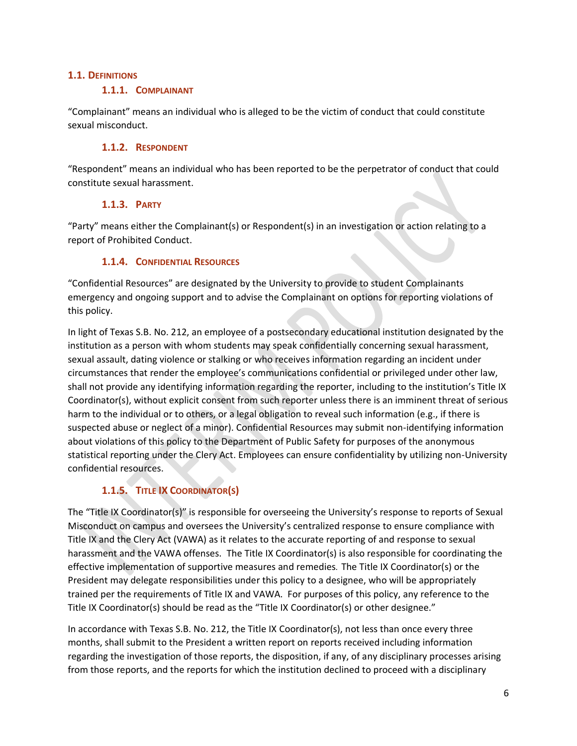## 1.1. Definitions

### 1.1.1. Complainant

"Complainant" means an individual who is alleged to be the victim of conduct that could constitute sexual misconduct.

### 1.1.2. Respondent

"Respondent" means an individual who has been reported to be the perpetrator of conduct that could constitute sexual harassment.

### 1.1.3. Party

"Party" means either the Complainant(s) or Respondent(s) in an investigation or action relating to a report of Prohibited Conduct.

### 1.1.4. Confidential Resources

"Confidential Resources" are designated by the University to provide to student Complainants emergency and ongoing support and to advise the Complainant on options for reporting violations of this policy.

In light of Texas S.B. No. 212, an employee of a postsecondary educational institution designated by the institution as a person with whom students may speak confidentially concerning sexual harassment, sexual assault, dating violence or stalking or who receives information regarding an incident under circumstances that render the employee's communications confidential or privileged under other law, shall not provide any identifying information regarding the reporter, including to the institution's Title IX Coordinator(s), without explicit consent from such reporter unless there is an imminent threat of serious harm to the individual or to others, or a legal obligation to reveal such information (e.g., if there is suspected abuse or neglect of a minor). Confidential Resources may submit non-identifying information about violations of this policy to the Department of Public Safety for purposes of the anonymous statistical reporting under the Clery Act. Employees can ensure confidentiality by utilizing non-University confidential resources.

### 1.1.5. Title IX Coordinator(s)

The "Title IX Coordinator(s)" is responsible for overseeing the University's response to reports of Sexual Misconduct on campus and oversees the University's centralized response to ensure compliance with Title IX and the Clery Act (VAWA) as it relates to the accurate reporting of and response to sexual harassment and the VAWA offenses. The Title IX Coordinator(s) is also responsible for coordinating the effective implementation of supportive measures and remedies. The Title IX Coordinator(s) or the President may delegate responsibilities under this policy to a designee, who will be appropriately trained per the requirements of Title IX and VAWA. For purposes of this policy, any reference to the Title IX Coordinator(s) should be read as the "Title IX Coordinator(s) or other designee."

In accordance with Texas S.B. No. 212, the Title IX Coordinator(s), not less than once every three months, shall submit to the President a written report on reports received including information regarding the investigation of those reports, the disposition, if any, of any disciplinary processes arising from those reports, and the reports for which the institution declined to proceed with a disciplinary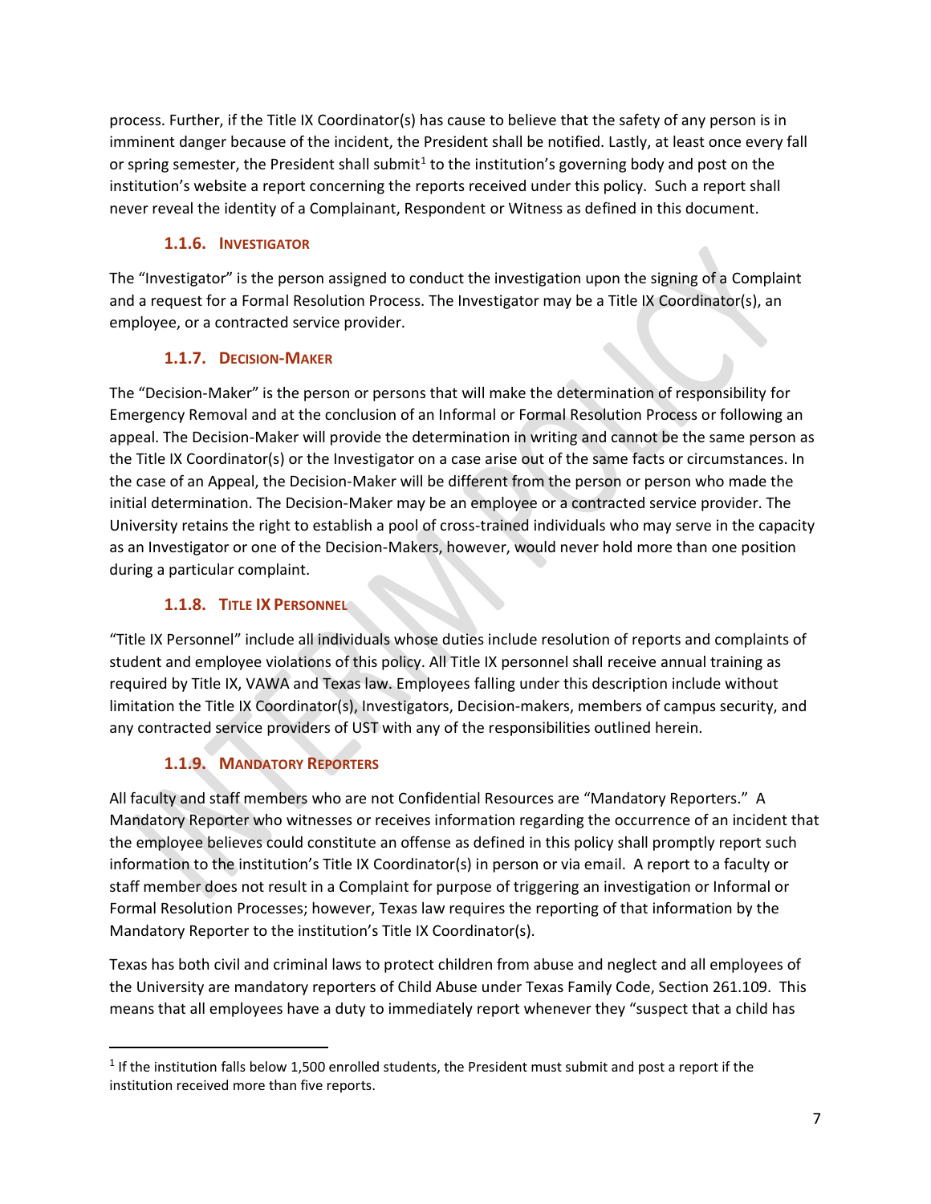process. Further, if the Title IX Coordinator(s) has cause to believe that the safety of any person is in imminent danger because of the incident, the President shall be notified. Lastly, at least once every fall or spring semester, the President shall submit[1] to the institution's governing body and post on the institution's website a report concerning the reports received under this policy. Such a report shall never reveal the identity of a Complainant, Respondent or Witness as defined in this document.

#### 1.1.6. Investigator

The "Investigator" is the person assigned to conduct the investigation upon the signing of a Complaint and a request for a Formal Resolution Process. The Investigator may be a Title IX Coordinator(s), an employee, or a contracted service provider.

#### 1.1.7. Decision-Maker

The "Decision-Maker" is the person or persons that will make the determination of responsibility for Emergency Removal and at the conclusion of an Informal or Formal Resolution Process or following an appeal. The Decision-Maker will provide the determination in writing and cannot be the same person as the Title IX Coordinator(s) or the Investigator on a case arise out of the same facts or circumstances. In the case of an Appeal, the Decision-Maker will be different from the person or person who made the initial determination. The Decision-Maker may be an employee or a contracted service provider. The University retains the right to establish a pool of cross-trained individuals who may serve in the capacity as an Investigator or one of the Decision-Makers, however, would never hold more than one position during a particular complaint.

#### 1.1.8. Title IX Personnel

"Title IX Personnel" include all individuals whose duties include resolution of reports and complaints of student and employee violations of this policy. All Title IX personnel shall receive annual training as required by Title IX, VAWA and Texas law. Employees falling under this description include without limitation the Title IX Coordinator(s), Investigators, Decision-makers, members of campus security, and any contracted service providers of UST with any of the responsibilities outlined herein.

#### 1.1.9. Mandatory Reporters

All faculty and staff members who are not Confidential Resources are "Mandatory Reporters." A Mandatory Reporter who witnesses or receives information regarding the occurrence of an incident that the employee believes could constitute an offense as defined in this policy shall promptly report such information to the institution's Title IX Coordinator(s) in person or via email. A report to a faculty or staff member does not result in a Complaint for purpose of triggering an investigation or Informal or Formal Resolution Processes; however, Texas law requires the reporting of that information by the Mandatory Reporter to the institution's Title IX Coordinator(s).

Texas has both civil and criminal laws to protect children from abuse and neglect and all employees of the University are mandatory reporters of Child Abuse under Texas Family Code, Section 261.109. This means that all employees have a duty to immediately report whenever they "suspect that a child has

---

[1] If the institution falls below 1,500 enrolled students, the President must submit and post a report if the institution received more than five reports.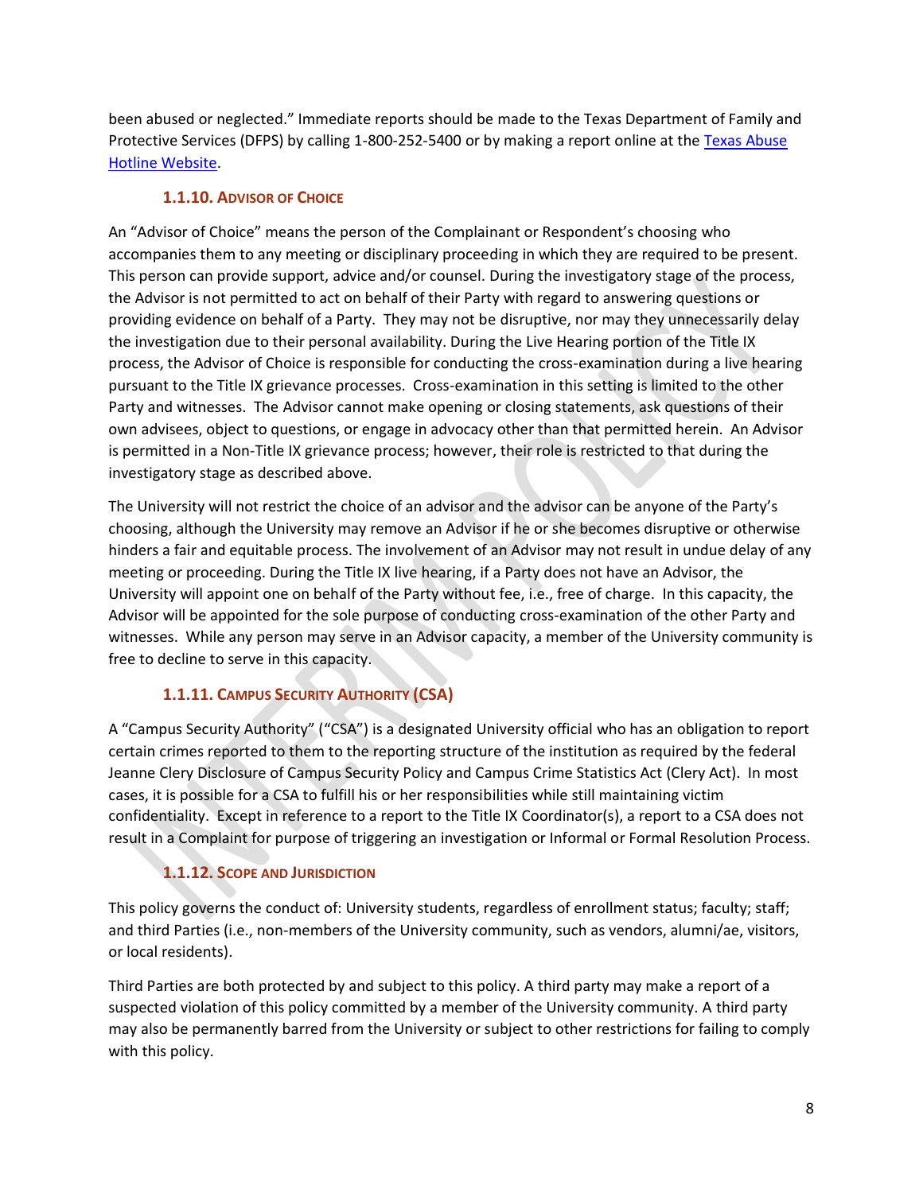been abused or neglected." Immediate reports should be made to the Texas Department of Family and Protective Services (DFPS) by calling 1-800-252-5400 or by making a report online at the Texas Abuse Hotline Website.

### 1.1.10. Advisor of Choice

An "Advisor of Choice" means the person of the Complainant or Respondent's choosing who accompanies them to any meeting or disciplinary proceeding in which they are required to be present. This person can provide support, advice and/or counsel. During the investigatory stage of the process, the Advisor is not permitted to act on behalf of their Party with regard to answering questions or providing evidence on behalf of a Party. They may not be disruptive, nor may they unnecessarily delay the investigation due to their personal availability. During the Live Hearing portion of the Title IX process, the Advisor of Choice is responsible for conducting the cross-examination during a live hearing pursuant to the Title IX grievance processes. Cross-examination in this setting is limited to the other Party and witnesses. The Advisor cannot make opening or closing statements, ask questions of their own advisees, object to questions, or engage in advocacy other than that permitted herein. An Advisor is permitted in a Non-Title IX grievance process; however, their role is restricted to that during the investigatory stage as described above.

The University will not restrict the choice of an advisor and the advisor can be anyone of the Party's choosing, although the University may remove an Advisor if he or she becomes disruptive or otherwise hinders a fair and equitable process. The involvement of an Advisor may not result in undue delay of any meeting or proceeding. During the Title IX live hearing, if a Party does not have an Advisor, the University will appoint one on behalf of the Party without fee, i.e., free of charge. In this capacity, the Advisor will be appointed for the sole purpose of conducting cross-examination of the other Party and witnesses. While any person may serve in an Advisor capacity, a member of the University community is free to decline to serve in this capacity.

### 1.1.11. Campus Security Authority (CSA)

A "Campus Security Authority" ("CSA") is a designated University official who has an obligation to report certain crimes reported to them to the reporting structure of the institution as required by the federal Jeanne Clery Disclosure of Campus Security Policy and Campus Crime Statistics Act (Clery Act). In most cases, it is possible for a CSA to fulfill his or her responsibilities while still maintaining victim confidentiality. Except in reference to a report to the Title IX Coordinator(s), a report to a CSA does not result in a Complaint for purpose of triggering an investigation or Informal or Formal Resolution Process.

### 1.1.12. Scope and Jurisdiction

This policy governs the conduct of: University students, regardless of enrollment status; faculty; staff; and third Parties (i.e., non-members of the University community, such as vendors, alumni/ae, visitors, or local residents).

Third Parties are both protected by and subject to this policy. A third party may make a report of a suspected violation of this policy committed by a member of the University community. A third party may also be permanently barred from the University or subject to other restrictions for failing to comply with this policy.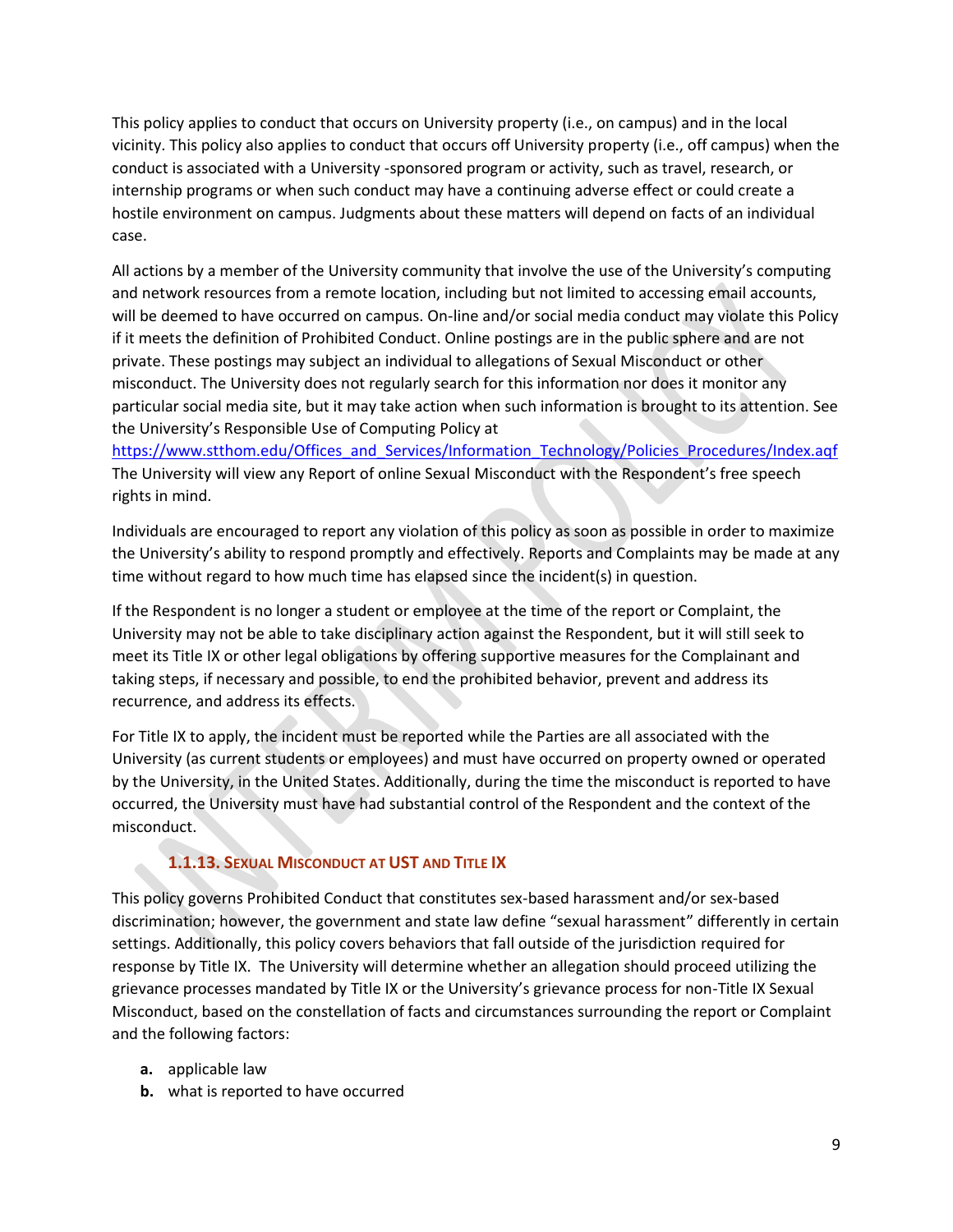This policy applies to conduct that occurs on University property (i.e., on campus) and in the local vicinity. This policy also applies to conduct that occurs off University property (i.e., off campus) when the conduct is associated with a University -sponsored program or activity, such as travel, research, or internship programs or when such conduct may have a continuing adverse effect or could create a hostile environment on campus. Judgments about these matters will depend on facts of an individual case.

All actions by a member of the University community that involve the use of the University's computing and network resources from a remote location, including but not limited to accessing email accounts, will be deemed to have occurred on campus. On-line and/or social media conduct may violate this Policy if it meets the definition of Prohibited Conduct. Online postings are in the public sphere and are not private. These postings may subject an individual to allegations of Sexual Misconduct or other misconduct. The University does not regularly search for this information nor does it monitor any particular social media site, but it may take action when such information is brought to its attention. See the University's Responsible Use of Computing Policy at https://www.stthom.edu/Offices_and_Services/Information_Technology/Policies_Procedures/Index.aqf The University will view any Report of online Sexual Misconduct with the Respondent's free speech rights in mind.

Individuals are encouraged to report any violation of this policy as soon as possible in order to maximize the University's ability to respond promptly and effectively. Reports and Complaints may be made at any time without regard to how much time has elapsed since the incident(s) in question.

If the Respondent is no longer a student or employee at the time of the report or Complaint, the University may not be able to take disciplinary action against the Respondent, but it will still seek to meet its Title IX or other legal obligations by offering supportive measures for the Complainant and taking steps, if necessary and possible, to end the prohibited behavior, prevent and address its recurrence, and address its effects.

For Title IX to apply, the incident must be reported while the Parties are all associated with the University (as current students or employees) and must have occurred on property owned or operated by the University, in the United States. Additionally, during the time the misconduct is reported to have occurred, the University must have had substantial control of the Respondent and the context of the misconduct.

### 1.1.13. Sexual Misconduct at UST and Title IX

This policy governs Prohibited Conduct that constitutes sex-based harassment and/or sex-based discrimination; however, the government and state law define "sexual harassment" differently in certain settings. Additionally, this policy covers behaviors that fall outside of the jurisdiction required for response by Title IX. The University will determine whether an allegation should proceed utilizing the grievance processes mandated by Title IX or the University's grievance process for non-Title IX Sexual Misconduct, based on the constellation of facts and circumstances surrounding the report or Complaint and the following factors:

a. applicable law
b. what is reported to have occurred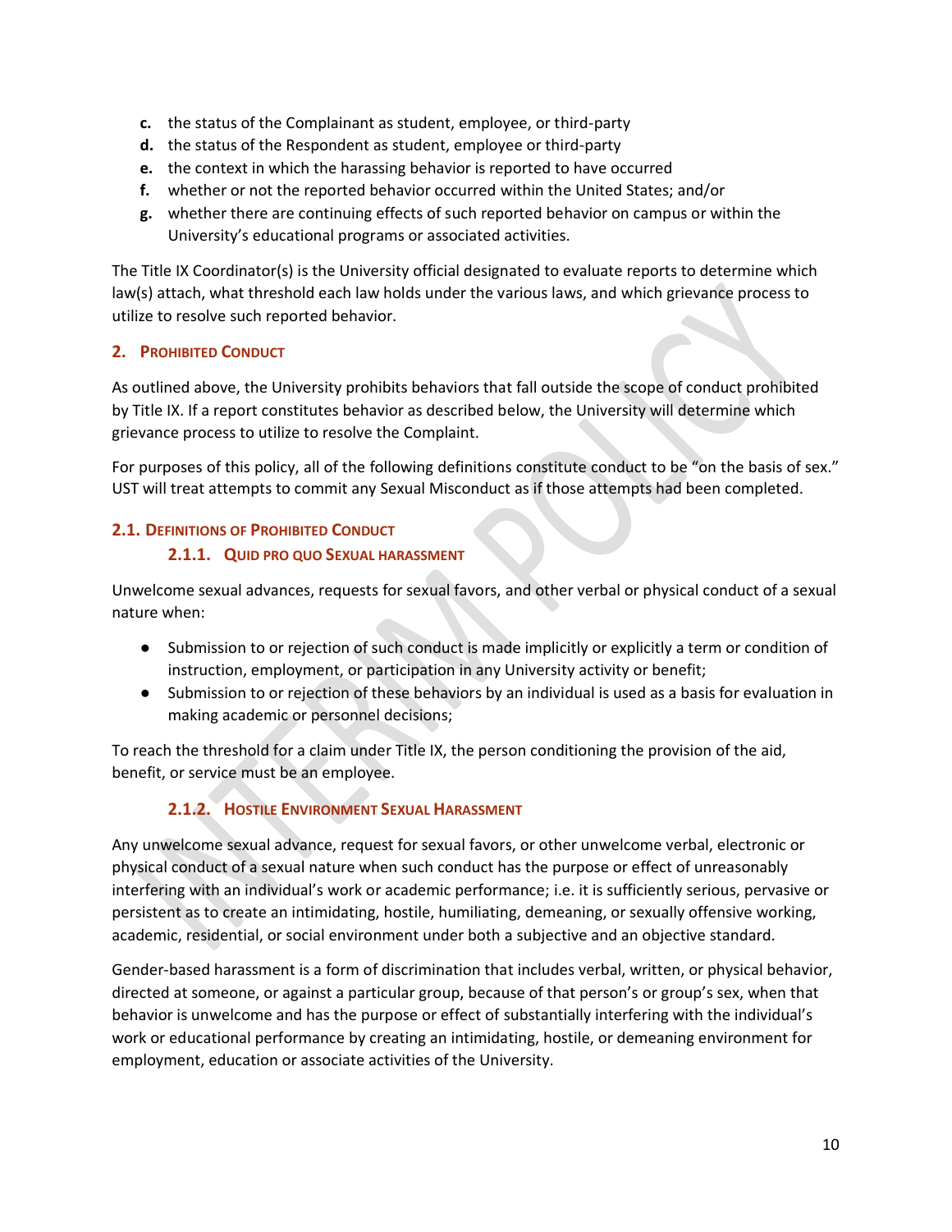c. the status of the Complainant as student, employee, or third-party
d. the status of the Respondent as student, employee or third-party
e. the context in which the harassing behavior is reported to have occurred
f. whether or not the reported behavior occurred within the United States; and/or
g. whether there are continuing effects of such reported behavior on campus or within the University's educational programs or associated activities.

The Title IX Coordinator(s) is the University official designated to evaluate reports to determine which law(s) attach, what threshold each law holds under the various laws, and which grievance process to utilize to resolve such reported behavior.

## 2. Prohibited Conduct

As outlined above, the University prohibits behaviors that fall outside the scope of conduct prohibited by Title IX. If a report constitutes behavior as described below, the University will determine which grievance process to utilize to resolve the Complaint.

For purposes of this policy, all of the following definitions constitute conduct to be "on the basis of sex." UST will treat attempts to commit any Sexual Misconduct as if those attempts had been completed.

### 2.1. Definitions of Prohibited Conduct

#### 2.1.1. Quid pro quo Sexual harassment

Unwelcome sexual advances, requests for sexual favors, and other verbal or physical conduct of a sexual nature when:

- Submission to or rejection of such conduct is made implicitly or explicitly a term or condition of instruction, employment, or participation in any University activity or benefit;
- Submission to or rejection of these behaviors by an individual is used as a basis for evaluation in making academic or personnel decisions;

To reach the threshold for a claim under Title IX, the person conditioning the provision of the aid, benefit, or service must be an employee.

#### 2.1.2. Hostile Environment Sexual Harassment

Any unwelcome sexual advance, request for sexual favors, or other unwelcome verbal, electronic or physical conduct of a sexual nature when such conduct has the purpose or effect of unreasonably interfering with an individual's work or academic performance; i.e. it is sufficiently serious, pervasive or persistent as to create an intimidating, hostile, humiliating, demeaning, or sexually offensive working, academic, residential, or social environment under both a subjective and an objective standard.

Gender-based harassment is a form of discrimination that includes verbal, written, or physical behavior, directed at someone, or against a particular group, because of that person's or group's sex, when that behavior is unwelcome and has the purpose or effect of substantially interfering with the individual's work or educational performance by creating an intimidating, hostile, or demeaning environment for employment, education or associate activities of the University.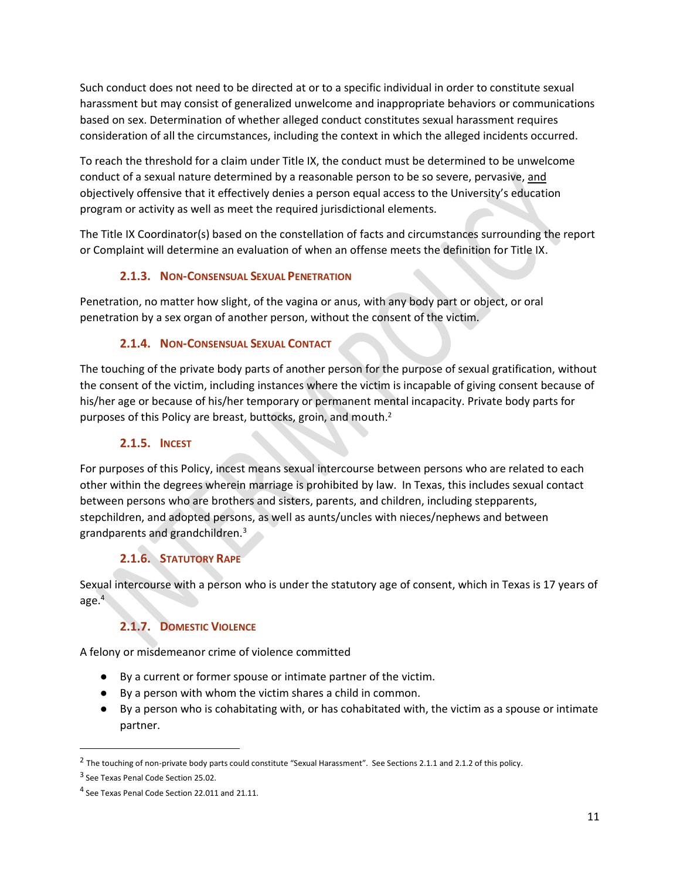Such conduct does not need to be directed at or to a specific individual in order to constitute sexual harassment but may consist of generalized unwelcome and inappropriate behaviors or communications based on sex. Determination of whether alleged conduct constitutes sexual harassment requires consideration of all the circumstances, including the context in which the alleged incidents occurred.

To reach the threshold for a claim under Title IX, the conduct must be determined to be unwelcome conduct of a sexual nature determined by a reasonable person to be so severe, pervasive, <u>and</u> objectively offensive that it effectively denies a person equal access to the University's education program or activity as well as meet the required jurisdictional elements.

The Title IX Coordinator(s) based on the constellation of facts and circumstances surrounding the report or Complaint will determine an evaluation of when an offense meets the definition for Title IX.

### 2.1.3. Non-Consensual Sexual Penetration

Penetration, no matter how slight, of the vagina or anus, with any body part or object, or oral penetration by a sex organ of another person, without the consent of the victim.

### 2.1.4. Non-Consensual Sexual Contact

The touching of the private body parts of another person for the purpose of sexual gratification, without the consent of the victim, including instances where the victim is incapable of giving consent because of his/her age or because of his/her temporary or permanent mental incapacity. Private body parts for purposes of this Policy are breast, buttocks, groin, and mouth.[2]

### 2.1.5. Incest

For purposes of this Policy, incest means sexual intercourse between persons who are related to each other within the degrees wherein marriage is prohibited by law. In Texas, this includes sexual contact between persons who are brothers and sisters, parents, and children, including stepparents, stepchildren, and adopted persons, as well as aunts/uncles with nieces/nephews and between grandparents and grandchildren.[3]

### 2.1.6. Statutory Rape

Sexual intercourse with a person who is under the statutory age of consent, which in Texas is 17 years of age.[4]

### 2.1.7. Domestic Violence

A felony or misdemeanor crime of violence committed

- By a current or former spouse or intimate partner of the victim.
- By a person with whom the victim shares a child in common.
- By a person who is cohabitating with, or has cohabitated with, the victim as a spouse or intimate partner.

---

[2] The touching of non-private body parts could constitute "Sexual Harassment". See Sections 2.1.1 and 2.1.2 of this policy.

[3] See Texas Penal Code Section 25.02.

[4] See Texas Penal Code Section 22.011 and 21.11.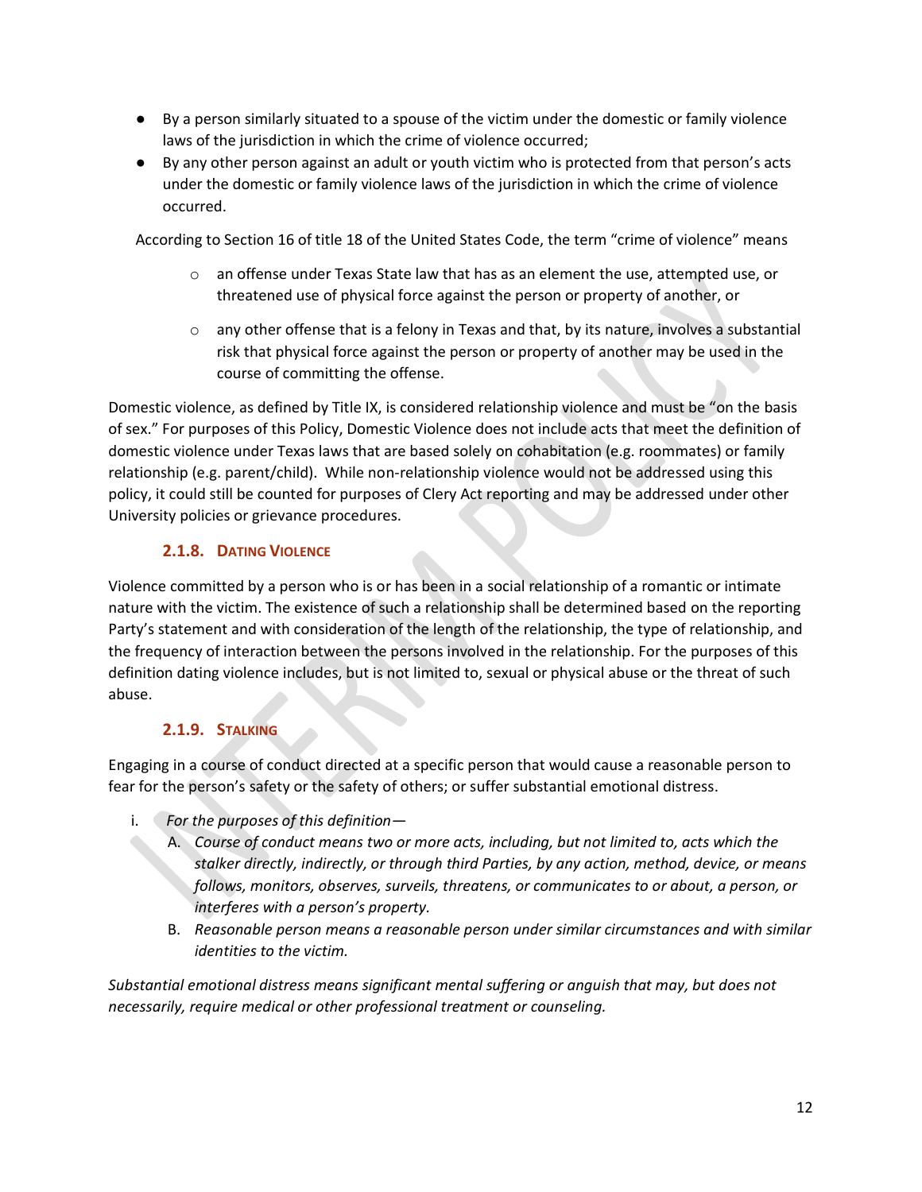- By a person similarly situated to a spouse of the victim under the domestic or family violence laws of the jurisdiction in which the crime of violence occurred;
- By any other person against an adult or youth victim who is protected from that person's acts under the domestic or family violence laws of the jurisdiction in which the crime of violence occurred.

According to Section 16 of title 18 of the United States Code, the term "crime of violence" means

- an offense under Texas State law that has as an element the use, attempted use, or threatened use of physical force against the person or property of another, or
- any other offense that is a felony in Texas and that, by its nature, involves a substantial risk that physical force against the person or property of another may be used in the course of committing the offense.

Domestic violence, as defined by Title IX, is considered relationship violence and must be "on the basis of sex." For purposes of this Policy, Domestic Violence does not include acts that meet the definition of domestic violence under Texas laws that are based solely on cohabitation (e.g. roommates) or family relationship (e.g. parent/child). While non-relationship violence would not be addressed using this policy, it could still be counted for purposes of Clery Act reporting and may be addressed under other University policies or grievance procedures.

### 2.1.8. Dating Violence

Violence committed by a person who is or has been in a social relationship of a romantic or intimate nature with the victim. The existence of such a relationship shall be determined based on the reporting Party's statement and with consideration of the length of the relationship, the type of relationship, and the frequency of interaction between the persons involved in the relationship. For the purposes of this definition dating violence includes, but is not limited to, sexual or physical abuse or the threat of such abuse.

### 2.1.9. Stalking

Engaging in a course of conduct directed at a specific person that would cause a reasonable person to fear for the person's safety or the safety of others; or suffer substantial emotional distress.

i. *For the purposes of this definition—*
   A. *Course of conduct means two or more acts, including, but not limited to, acts which the stalker directly, indirectly, or through third Parties, by any action, method, device, or means follows, monitors, observes, surveils, threatens, or communicates to or about, a person, or interferes with a person's property.*
   B. *Reasonable person means a reasonable person under similar circumstances and with similar identities to the victim.*

*Substantial emotional distress means significant mental suffering or anguish that may, but does not necessarily, require medical or other professional treatment or counseling.*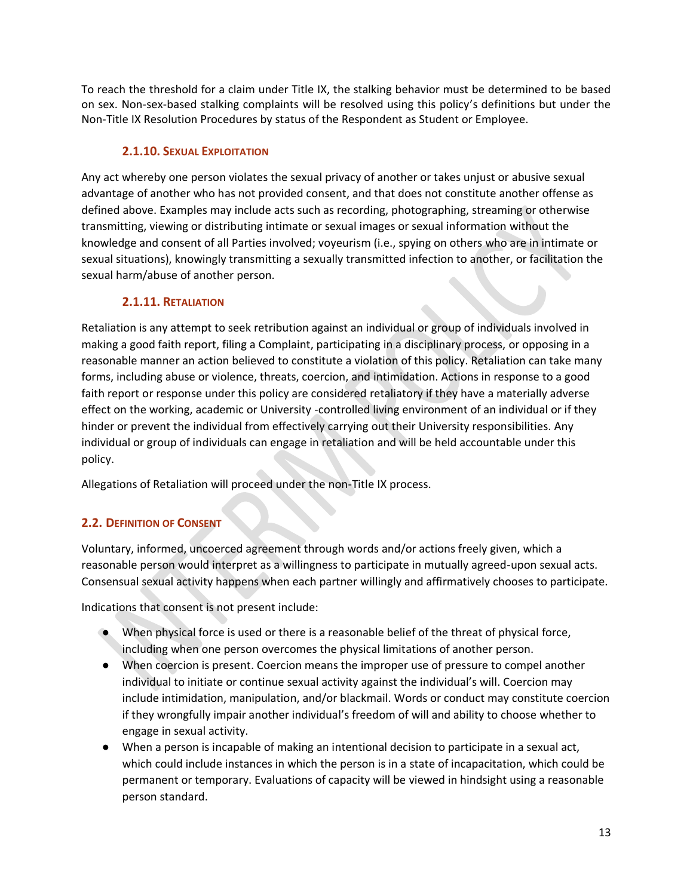To reach the threshold for a claim under Title IX, the stalking behavior must be determined to be based on sex. Non-sex-based stalking complaints will be resolved using this policy's definitions but under the Non-Title IX Resolution Procedures by status of the Respondent as Student or Employee.

#### 2.1.10. Sexual Exploitation

Any act whereby one person violates the sexual privacy of another or takes unjust or abusive sexual advantage of another who has not provided consent, and that does not constitute another offense as defined above. Examples may include acts such as recording, photographing, streaming or otherwise transmitting, viewing or distributing intimate or sexual images or sexual information without the knowledge and consent of all Parties involved; voyeurism (i.e., spying on others who are in intimate or sexual situations), knowingly transmitting a sexually transmitted infection to another, or facilitation the sexual harm/abuse of another person.

#### 2.1.11. Retaliation

Retaliation is any attempt to seek retribution against an individual or group of individuals involved in making a good faith report, filing a Complaint, participating in a disciplinary process, or opposing in a reasonable manner an action believed to constitute a violation of this policy. Retaliation can take many forms, including abuse or violence, threats, coercion, and intimidation. Actions in response to a good faith report or response under this policy are considered retaliatory if they have a materially adverse effect on the working, academic or University -controlled living environment of an individual or if they hinder or prevent the individual from effectively carrying out their University responsibilities. Any individual or group of individuals can engage in retaliation and will be held accountable under this policy.

Allegations of Retaliation will proceed under the non-Title IX process.

### 2.2. Definition of Consent

Voluntary, informed, uncoerced agreement through words and/or actions freely given, which a reasonable person would interpret as a willingness to participate in mutually agreed-upon sexual acts. Consensual sexual activity happens when each partner willingly and affirmatively chooses to participate.

Indications that consent is not present include:

- When physical force is used or there is a reasonable belief of the threat of physical force, including when one person overcomes the physical limitations of another person.
- When coercion is present. Coercion means the improper use of pressure to compel another individual to initiate or continue sexual activity against the individual's will. Coercion may include intimidation, manipulation, and/or blackmail. Words or conduct may constitute coercion if they wrongfully impair another individual's freedom of will and ability to choose whether to engage in sexual activity.
- When a person is incapable of making an intentional decision to participate in a sexual act, which could include instances in which the person is in a state of incapacitation, which could be permanent or temporary. Evaluations of capacity will be viewed in hindsight using a reasonable person standard.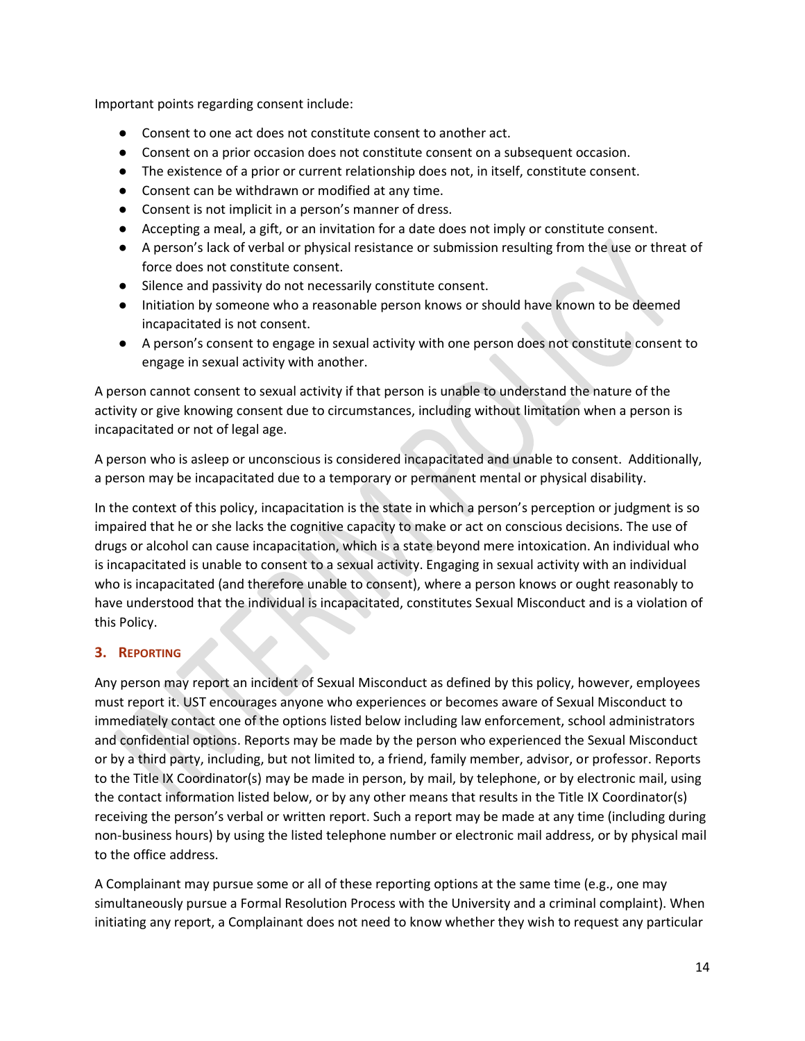Important points regarding consent include:

- Consent to one act does not constitute consent to another act.
- Consent on a prior occasion does not constitute consent on a subsequent occasion.
- The existence of a prior or current relationship does not, in itself, constitute consent.
- Consent can be withdrawn or modified at any time.
- Consent is not implicit in a person's manner of dress.
- Accepting a meal, a gift, or an invitation for a date does not imply or constitute consent.
- A person's lack of verbal or physical resistance or submission resulting from the use or threat of force does not constitute consent.
- Silence and passivity do not necessarily constitute consent.
- Initiation by someone who a reasonable person knows or should have known to be deemed incapacitated is not consent.
- A person's consent to engage in sexual activity with one person does not constitute consent to engage in sexual activity with another.

A person cannot consent to sexual activity if that person is unable to understand the nature of the activity or give knowing consent due to circumstances, including without limitation when a person is incapacitated or not of legal age.

A person who is asleep or unconscious is considered incapacitated and unable to consent. Additionally, a person may be incapacitated due to a temporary or permanent mental or physical disability.

In the context of this policy, incapacitation is the state in which a person's perception or judgment is so impaired that he or she lacks the cognitive capacity to make or act on conscious decisions. The use of drugs or alcohol can cause incapacitation, which is a state beyond mere intoxication. An individual who is incapacitated is unable to consent to a sexual activity. Engaging in sexual activity with an individual who is incapacitated (and therefore unable to consent), where a person knows or ought reasonably to have understood that the individual is incapacitated, constitutes Sexual Misconduct and is a violation of this Policy.

## 3. Reporting

Any person may report an incident of Sexual Misconduct as defined by this policy, however, employees must report it. UST encourages anyone who experiences or becomes aware of Sexual Misconduct to immediately contact one of the options listed below including law enforcement, school administrators and confidential options. Reports may be made by the person who experienced the Sexual Misconduct or by a third party, including, but not limited to, a friend, family member, advisor, or professor. Reports to the Title IX Coordinator(s) may be made in person, by mail, by telephone, or by electronic mail, using the contact information listed below, or by any other means that results in the Title IX Coordinator(s) receiving the person's verbal or written report. Such a report may be made at any time (including during non-business hours) by using the listed telephone number or electronic mail address, or by physical mail to the office address.

A Complainant may pursue some or all of these reporting options at the same time (e.g., one may simultaneously pursue a Formal Resolution Process with the University and a criminal complaint). When initiating any report, a Complainant does not need to know whether they wish to request any particular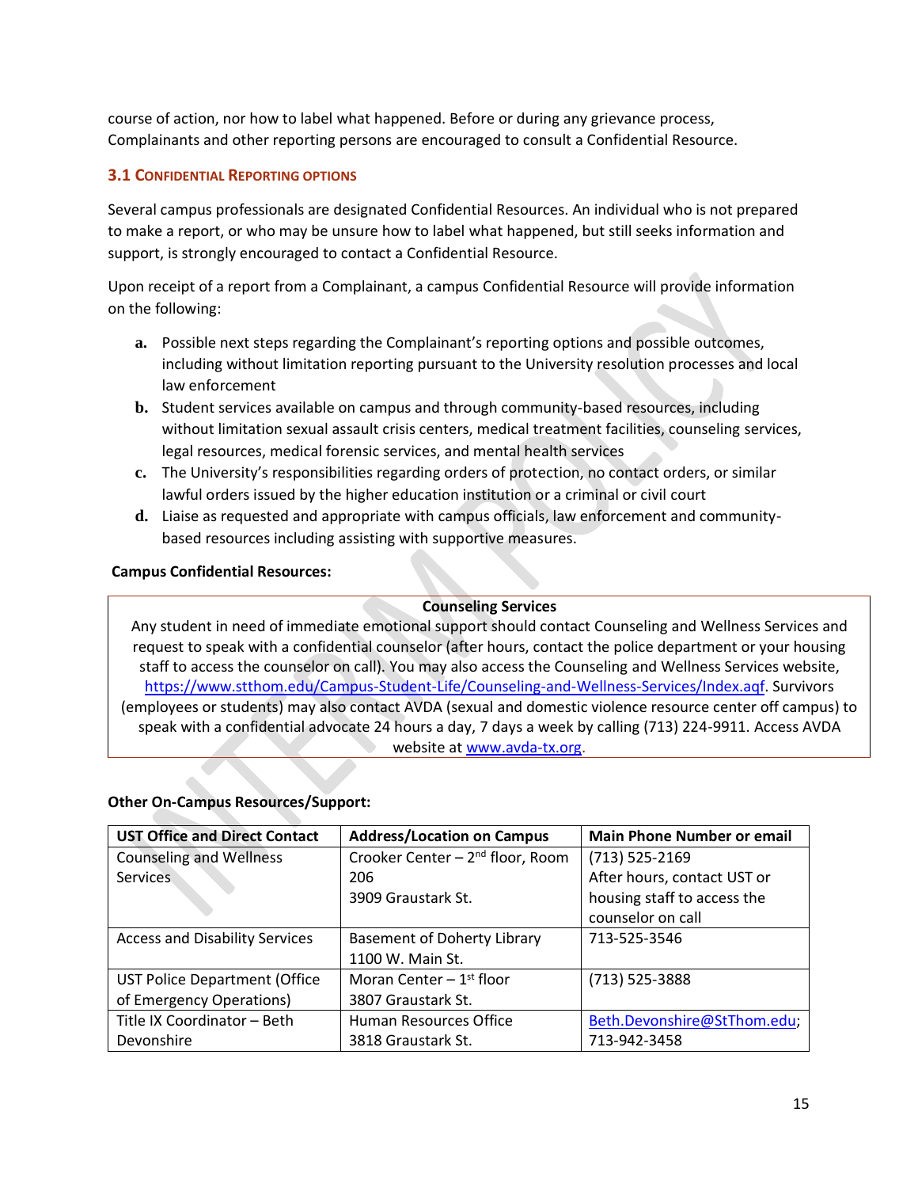course of action, nor how to label what happened. Before or during any grievance process, Complainants and other reporting persons are encouraged to consult a Confidential Resource.

### 3.1 Confidential Reporting Options

Several campus professionals are designated Confidential Resources. An individual who is not prepared to make a report, or who may be unsure how to label what happened, but still seeks information and support, is strongly encouraged to contact a Confidential Resource.

Upon receipt of a report from a Complainant, a campus Confidential Resource will provide information on the following:

a. Possible next steps regarding the Complainant's reporting options and possible outcomes, including without limitation reporting pursuant to the University resolution processes and local law enforcement
b. Student services available on campus and through community-based resources, including without limitation sexual assault crisis centers, medical treatment facilities, counseling services, legal resources, medical forensic services, and mental health services
c. The University's responsibilities regarding orders of protection, no contact orders, or similar lawful orders issued by the higher education institution or a criminal or civil court
d. Liaise as requested and appropriate with campus officials, law enforcement and community-based resources including assisting with supportive measures.

**Campus Confidential Resources:**

| **Counseling Services** |
|---|
| Any student in need of immediate emotional support should contact Counseling and Wellness Services and request to speak with a confidential counselor (after hours, contact the police department or your housing staff to access the counselor on call). You may also access the Counseling and Wellness Services website, https://www.stthom.edu/Campus-Student-Life/Counseling-and-Wellness-Services/Index.aqf. Survivors (employees or students) may also contact AVDA (sexual and domestic violence resource center off campus) to speak with a confidential advocate 24 hours a day, 7 days a week by calling (713) 224-9911. Access AVDA website at www.avda-tx.org. |

**Other On-Campus Resources/Support:**

| UST Office and Direct Contact | Address/Location on Campus | Main Phone Number or email |
|---|---|---|
| Counseling and Wellness Services | Crooker Center – 2nd floor, Room 206<br>3909 Graustark St. | (713) 525-2169<br>After hours, contact UST or housing staff to access the counselor on call |
| Access and Disability Services | Basement of Doherty Library<br>1100 W. Main St. | 713-525-3546 |
| UST Police Department (Office of Emergency Operations) | Moran Center – 1st floor<br>3807 Graustark St. | (713) 525-3888 |
| Title IX Coordinator – Beth Devonshire | Human Resources Office<br>3818 Graustark St. | Beth.Devonshire@StThom.edu; 713-942-3458 |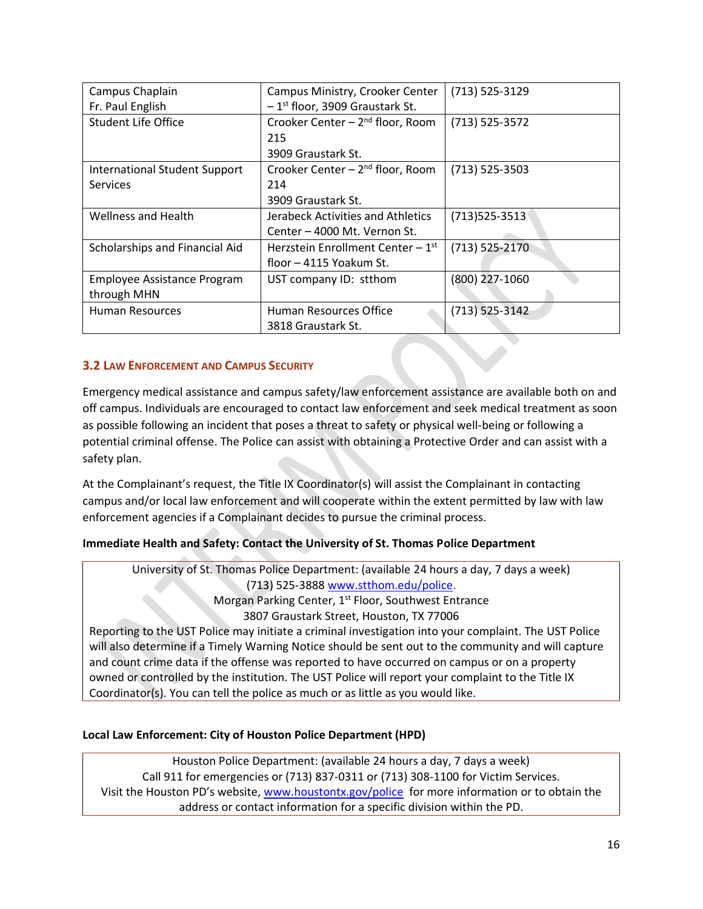| Campus Chaplain Fr. Paul English | Campus Ministry, Crooker Center – 1st floor, 3909 Graustark St. | (713) 525-3129 |
|---|---|---|
| Student Life Office | Crooker Center – 2nd floor, Room 215 3909 Graustark St. | (713) 525-3572 |
| International Student Support Services | Crooker Center – 2nd floor, Room 214 3909 Graustark St. | (713) 525-3503 |
| Wellness and Health | Jerabeck Activities and Athletics Center – 4000 Mt. Vernon St. | (713)525-3513 |
| Scholarships and Financial Aid | Herzstein Enrollment Center – 1st floor – 4115 Yoakum St. | (713) 525-2170 |
| Employee Assistance Program through MHN | UST company ID: stthom | (800) 227-1060 |
| Human Resources | Human Resources Office 3818 Graustark St. | (713) 525-3142 |

### 3.2 Law Enforcement and Campus Security

Emergency medical assistance and campus safety/law enforcement assistance are available both on and off campus. Individuals are encouraged to contact law enforcement and seek medical treatment as soon as possible following an incident that poses a threat to safety or physical well-being or following a potential criminal offense. The Police can assist with obtaining a Protective Order and can assist with a safety plan.

At the Complainant's request, the Title IX Coordinator(s) will assist the Complainant in contacting campus and/or local law enforcement and will cooperate within the extent permitted by law with law enforcement agencies if a Complainant decides to pursue the criminal process.

**Immediate Health and Safety: Contact the University of St. Thomas Police Department**

University of St. Thomas Police Department: (available 24 hours a day, 7 days a week)
(713) 525-3888 www.stthom.edu/police.
Morgan Parking Center, 1st Floor, Southwest Entrance
3807 Graustark Street, Houston, TX 77006

Reporting to the UST Police may initiate a criminal investigation into your complaint. The UST Police will also determine if a Timely Warning Notice should be sent out to the community and will capture and count crime data if the offense was reported to have occurred on campus or on a property owned or controlled by the institution. The UST Police will report your complaint to the Title IX Coordinator(s). You can tell the police as much or as little as you would like.

**Local Law Enforcement: City of Houston Police Department (HPD)**

Houston Police Department: (available 24 hours a day, 7 days a week)
Call 911 for emergencies or (713) 837-0311 or (713) 308-1100 for Victim Services.
Visit the Houston PD's website, www.houstontx.gov/police for more information or to obtain the address or contact information for a specific division within the PD.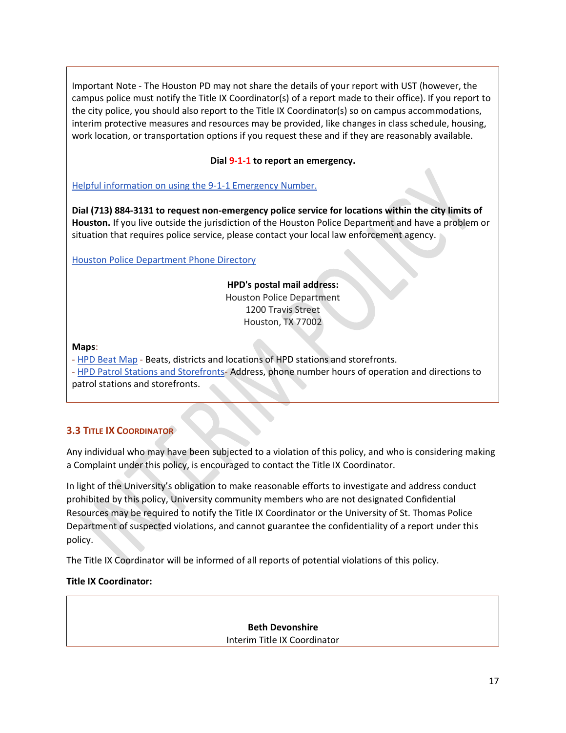Important Note - The Houston PD may not share the details of your report with UST (however, the campus police must notify the Title IX Coordinator(s) of a report made to their office). If you report to the city police, you should also report to the Title IX Coordinator(s) so on campus accommodations, interim protective measures and resources may be provided, like changes in class schedule, housing, work location, or transportation options if you request these and if they are reasonably available.

**Dial 9-1-1 to report an emergency.**

Helpful information on using the 9-1-1 Emergency Number.

**Dial (713) 884-3131 to request non-emergency police service for locations within the city limits of Houston.** If you live outside the jurisdiction of the Houston Police Department and have a problem or situation that requires police service, please contact your local law enforcement agency.

Houston Police Department Phone Directory

**HPD's postal mail address:**
Houston Police Department
1200 Travis Street
Houston, TX 77002

**Maps**:
- HPD Beat Map - Beats, districts and locations of HPD stations and storefronts.
- HPD Patrol Stations and Storefronts- Address, phone number hours of operation and directions to patrol stations and storefronts.

### 3.3 Title IX Coordinator

Any individual who may have been subjected to a violation of this policy, and who is considering making a Complaint under this policy, is encouraged to contact the Title IX Coordinator.

In light of the University's obligation to make reasonable efforts to investigate and address conduct prohibited by this policy, University community members who are not designated Confidential Resources may be required to notify the Title IX Coordinator or the University of St. Thomas Police Department of suspected violations, and cannot guarantee the confidentiality of a report under this policy.

The Title IX Coordinator will be informed of all reports of potential violations of this policy.

**Title IX Coordinator:**

**Beth Devonshire**
Interim Title IX Coordinator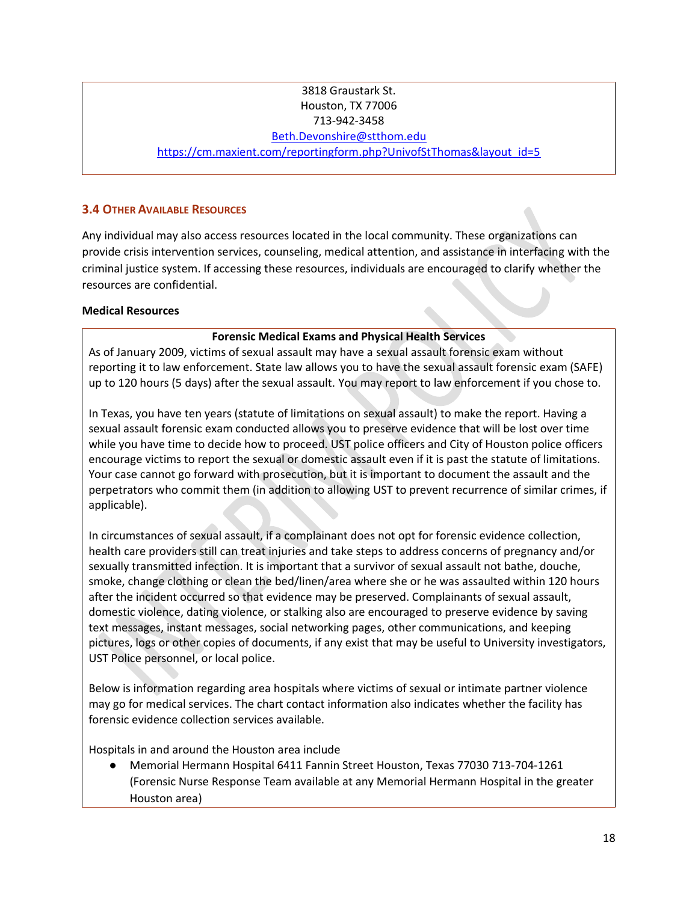3818 Graustark St.
Houston, TX 77006
713-942-3458
Beth.Devonshire@stthom.edu
https://cm.maxient.com/reportingform.php?UnivofStThomas&layout_id=5

### 3.4 Other Available Resources

Any individual may also access resources located in the local community. These organizations can provide crisis intervention services, counseling, medical attention, and assistance in interfacing with the criminal justice system. If accessing these resources, individuals are encouraged to clarify whether the resources are confidential.

**Medical Resources**

**Forensic Medical Exams and Physical Health Services**

As of January 2009, victims of sexual assault may have a sexual assault forensic exam without reporting it to law enforcement. State law allows you to have the sexual assault forensic exam (SAFE) up to 120 hours (5 days) after the sexual assault. You may report to law enforcement if you chose to.

In Texas, you have ten years (statute of limitations on sexual assault) to make the report. Having a sexual assault forensic exam conducted allows you to preserve evidence that will be lost over time while you have time to decide how to proceed. UST police officers and City of Houston police officers encourage victims to report the sexual or domestic assault even if it is past the statute of limitations. Your case cannot go forward with prosecution, but it is important to document the assault and the perpetrators who commit them (in addition to allowing UST to prevent recurrence of similar crimes, if applicable).

In circumstances of sexual assault, if a complainant does not opt for forensic evidence collection, health care providers still can treat injuries and take steps to address concerns of pregnancy and/or sexually transmitted infection. It is important that a survivor of sexual assault not bathe, douche, smoke, change clothing or clean the bed/linen/area where she or he was assaulted within 120 hours after the incident occurred so that evidence may be preserved. Complainants of sexual assault, domestic violence, dating violence, or stalking also are encouraged to preserve evidence by saving text messages, instant messages, social networking pages, other communications, and keeping pictures, logs or other copies of documents, if any exist that may be useful to University investigators, UST Police personnel, or local police.

Below is information regarding area hospitals where victims of sexual or intimate partner violence may go for medical services. The chart contact information also indicates whether the facility has forensic evidence collection services available.

Hospitals in and around the Houston area include

- Memorial Hermann Hospital 6411 Fannin Street Houston, Texas 77030 713-704-1261 (Forensic Nurse Response Team available at any Memorial Hermann Hospital in the greater Houston area)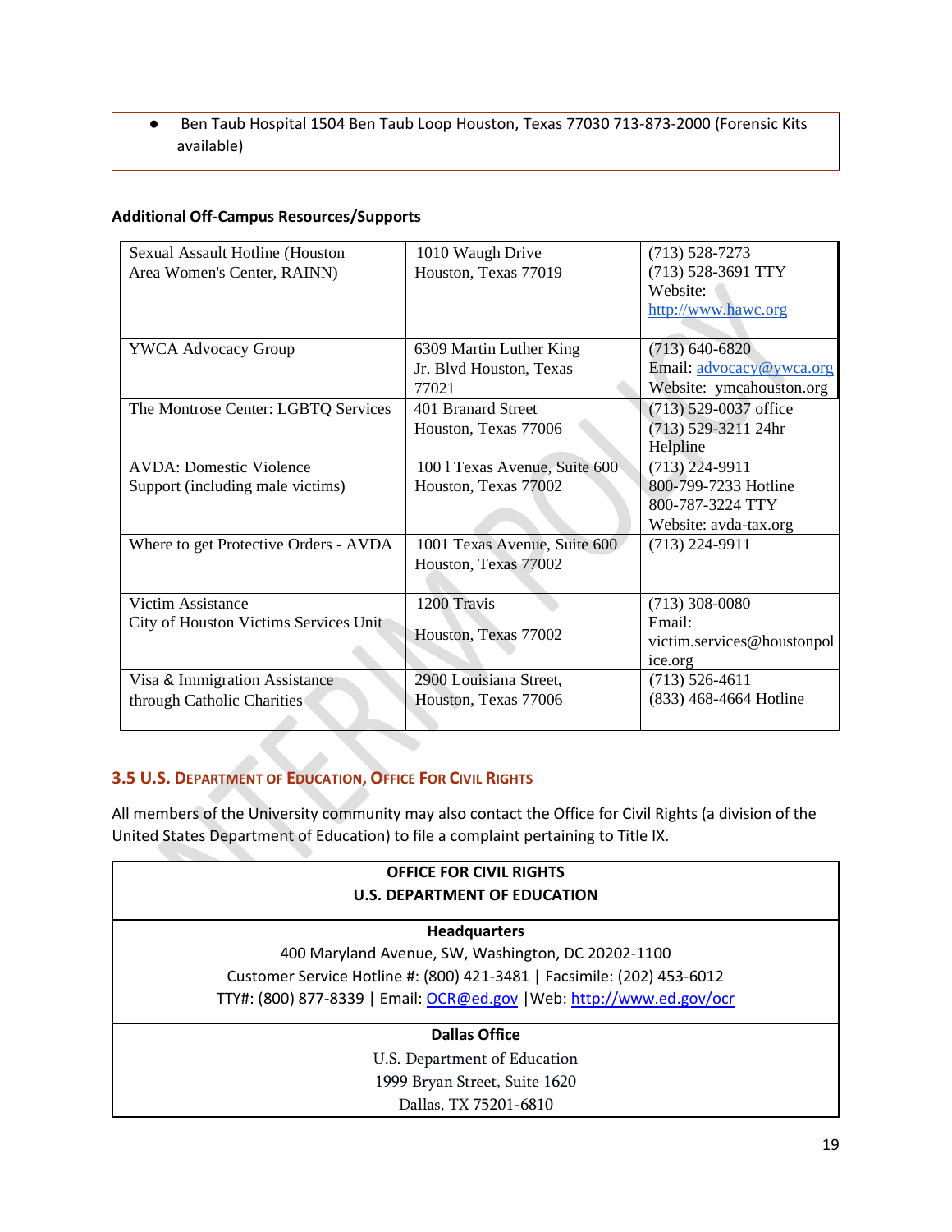- Ben Taub Hospital 1504 Ben Taub Loop Houston, Texas 77030 713-873-2000 (Forensic Kits available)

**Additional Off-Campus Resources/Supports**

| | | |
|---|---|---|
| Sexual Assault Hotline (Houston Area Women's Center, RAINN) | 1010 Waugh Drive Houston, Texas 77019 | (713) 528-7273<br>(713) 528-3691 TTY<br>Website: http://www.hawc.org |
| YWCA Advocacy Group | 6309 Martin Luther King Jr. Blvd Houston, Texas 77021 | (713) 640-6820<br>Email: advocacy@ywca.org<br>Website: ymcahouston.org |
| The Montrose Center: LGBTQ Services | 401 Branard Street Houston, Texas 77006 | (713) 529-0037 office<br>(713) 529-3211 24hr Helpline |
| AVDA: Domestic Violence Support (including male victims) | 100 l Texas Avenue, Suite 600 Houston, Texas 77002 | (713) 224-9911<br>800-799-7233 Hotline<br>800-787-3224 TTY<br>Website: avda-tax.org |
| Where to get Protective Orders - AVDA | 1001 Texas Avenue, Suite 600 Houston, Texas 77002 | (713) 224-9911 |
| Victim Assistance<br>City of Houston Victims Services Unit | 1200 Travis<br><br>Houston, Texas 77002 | (713) 308-0080<br>Email: victim.services@houstonpolice.org |
| Visa & Immigration Assistance through Catholic Charities | 2900 Louisiana Street, Houston, Texas 77006 | (713) 526-4611<br>(833) 468-4664 Hotline |

## 3.5 U.S. Department of Education, Office For Civil Rights

All members of the University community may also contact the Office for Civil Rights (a division of the United States Department of Education) to file a complaint pertaining to Title IX.

| **OFFICE FOR CIVIL RIGHTS<br>U.S. DEPARTMENT OF EDUCATION** |
|---|
| **Headquarters**<br>400 Maryland Avenue, SW, Washington, DC 20202-1100<br>Customer Service Hotline #: (800) 421-3481 \| Facsimile: (202) 453-6012<br>TTY#: (800) 877-8339 \| Email: OCR@ed.gov \|Web: http://www.ed.gov/ocr |
| **Dallas Office**<br>U.S. Department of Education<br>1999 Bryan Street, Suite 1620<br>Dallas, TX 75201-6810 |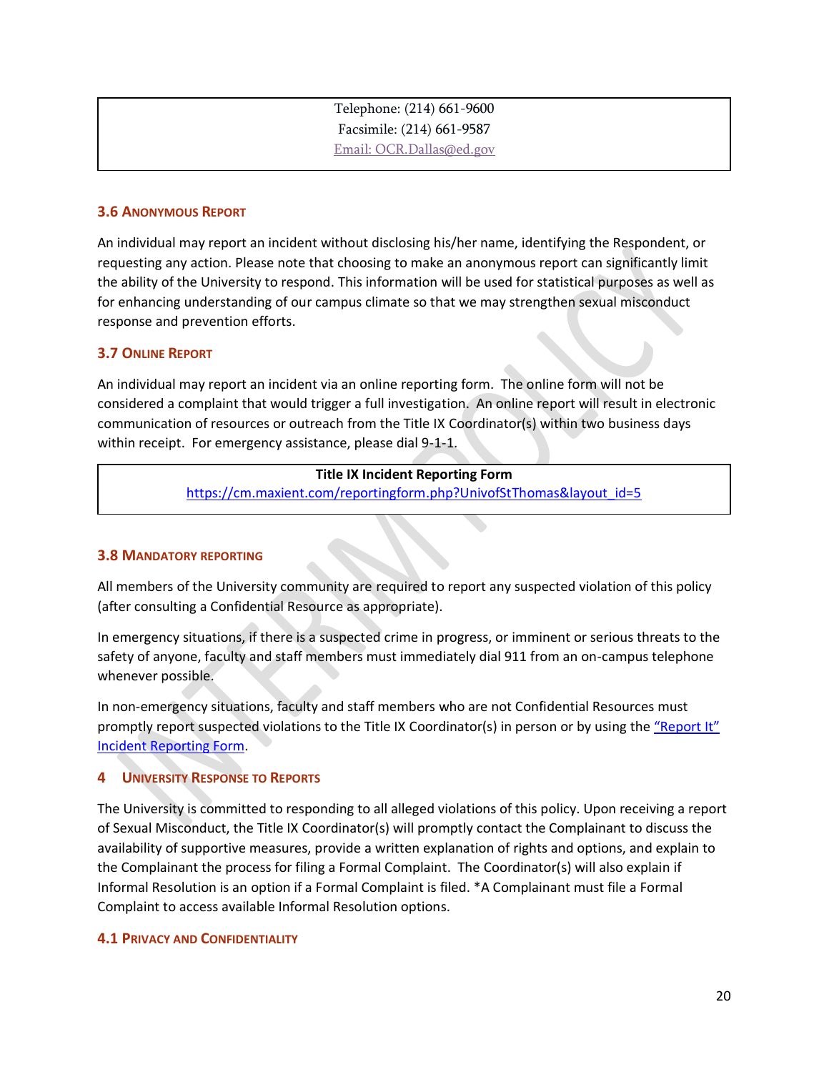Telephone: (214) 661-9600
Facsimile: (214) 661-9587
Email: OCR.Dallas@ed.gov

### 3.6 Anonymous Report

An individual may report an incident without disclosing his/her name, identifying the Respondent, or requesting any action. Please note that choosing to make an anonymous report can significantly limit the ability of the University to respond. This information will be used for statistical purposes as well as for enhancing understanding of our campus climate so that we may strengthen sexual misconduct response and prevention efforts.

### 3.7 Online Report

An individual may report an incident via an online reporting form. The online form will not be considered a complaint that would trigger a full investigation. An online report will result in electronic communication of resources or outreach from the Title IX Coordinator(s) within two business days within receipt. For emergency assistance, please dial 9-1-1.

**Title IX Incident Reporting Form**
https://cm.maxient.com/reportingform.php?UnivofStThomas&layout_id=5

### 3.8 Mandatory Reporting

All members of the University community are required to report any suspected violation of this policy (after consulting a Confidential Resource as appropriate).

In emergency situations, if there is a suspected crime in progress, or imminent or serious threats to the safety of anyone, faculty and staff members must immediately dial 911 from an on-campus telephone whenever possible.

In non-emergency situations, faculty and staff members who are not Confidential Resources must promptly report suspected violations to the Title IX Coordinator(s) in person or by using the "Report It" Incident Reporting Form.

## 4 University Response to Reports

The University is committed to responding to all alleged violations of this policy. Upon receiving a report of Sexual Misconduct, the Title IX Coordinator(s) will promptly contact the Complainant to discuss the availability of supportive measures, provide a written explanation of rights and options, and explain to the Complainant the process for filing a Formal Complaint. The Coordinator(s) will also explain if Informal Resolution is an option if a Formal Complaint is filed. *A Complainant must file a Formal Complaint to access available Informal Resolution options.

### 4.1 Privacy and Confidentiality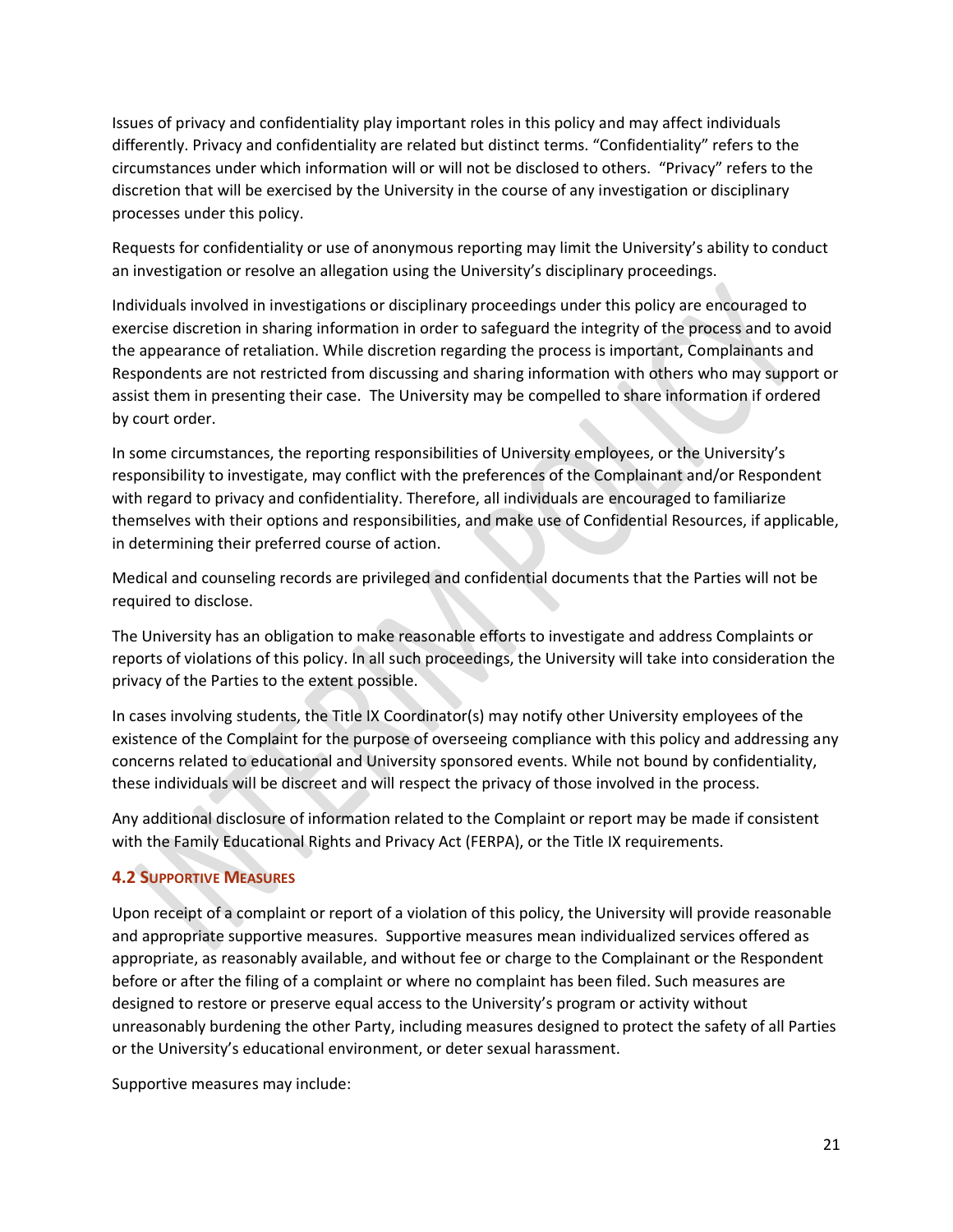Issues of privacy and confidentiality play important roles in this policy and may affect individuals differently. Privacy and confidentiality are related but distinct terms. "Confidentiality" refers to the circumstances under which information will or will not be disclosed to others. "Privacy" refers to the discretion that will be exercised by the University in the course of any investigation or disciplinary processes under this policy.

Requests for confidentiality or use of anonymous reporting may limit the University's ability to conduct an investigation or resolve an allegation using the University's disciplinary proceedings.

Individuals involved in investigations or disciplinary proceedings under this policy are encouraged to exercise discretion in sharing information in order to safeguard the integrity of the process and to avoid the appearance of retaliation. While discretion regarding the process is important, Complainants and Respondents are not restricted from discussing and sharing information with others who may support or assist them in presenting their case. The University may be compelled to share information if ordered by court order.

In some circumstances, the reporting responsibilities of University employees, or the University's responsibility to investigate, may conflict with the preferences of the Complainant and/or Respondent with regard to privacy and confidentiality. Therefore, all individuals are encouraged to familiarize themselves with their options and responsibilities, and make use of Confidential Resources, if applicable, in determining their preferred course of action.

Medical and counseling records are privileged and confidential documents that the Parties will not be required to disclose.

The University has an obligation to make reasonable efforts to investigate and address Complaints or reports of violations of this policy. In all such proceedings, the University will take into consideration the privacy of the Parties to the extent possible.

In cases involving students, the Title IX Coordinator(s) may notify other University employees of the existence of the Complaint for the purpose of overseeing compliance with this policy and addressing any concerns related to educational and University sponsored events. While not bound by confidentiality, these individuals will be discreet and will respect the privacy of those involved in the process.

Any additional disclosure of information related to the Complaint or report may be made if consistent with the Family Educational Rights and Privacy Act (FERPA), or the Title IX requirements.

### 4.2 Supportive Measures

Upon receipt of a complaint or report of a violation of this policy, the University will provide reasonable and appropriate supportive measures. Supportive measures mean individualized services offered as appropriate, as reasonably available, and without fee or charge to the Complainant or the Respondent before or after the filing of a complaint or where no complaint has been filed. Such measures are designed to restore or preserve equal access to the University's program or activity without unreasonably burdening the other Party, including measures designed to protect the safety of all Parties or the University's educational environment, or deter sexual harassment.

Supportive measures may include: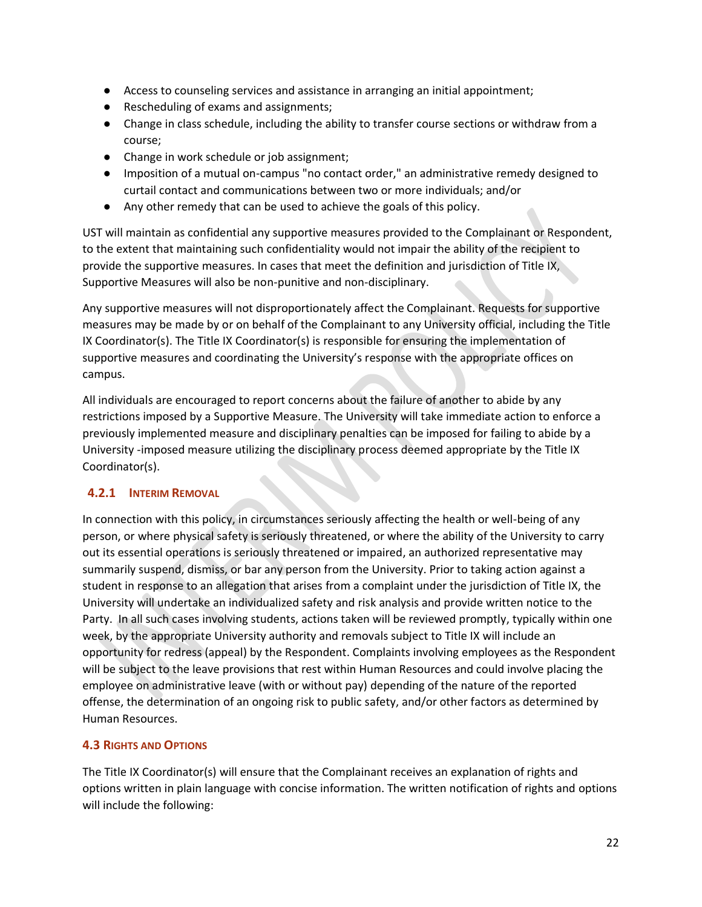- Access to counseling services and assistance in arranging an initial appointment;
- Rescheduling of exams and assignments;
- Change in class schedule, including the ability to transfer course sections or withdraw from a course;
- Change in work schedule or job assignment;
- Imposition of a mutual on-campus "no contact order," an administrative remedy designed to curtail contact and communications between two or more individuals; and/or
- Any other remedy that can be used to achieve the goals of this policy.

UST will maintain as confidential any supportive measures provided to the Complainant or Respondent, to the extent that maintaining such confidentiality would not impair the ability of the recipient to provide the supportive measures. In cases that meet the definition and jurisdiction of Title IX, Supportive Measures will also be non-punitive and non-disciplinary.

Any supportive measures will not disproportionately affect the Complainant. Requests for supportive measures may be made by or on behalf of the Complainant to any University official, including the Title IX Coordinator(s). The Title IX Coordinator(s) is responsible for ensuring the implementation of supportive measures and coordinating the University's response with the appropriate offices on campus.

All individuals are encouraged to report concerns about the failure of another to abide by any restrictions imposed by a Supportive Measure. The University will take immediate action to enforce a previously implemented measure and disciplinary penalties can be imposed for failing to abide by a University -imposed measure utilizing the disciplinary process deemed appropriate by the Title IX Coordinator(s).

### 4.2.1 Interim Removal

In connection with this policy, in circumstances seriously affecting the health or well-being of any person, or where physical safety is seriously threatened, or where the ability of the University to carry out its essential operations is seriously threatened or impaired, an authorized representative may summarily suspend, dismiss, or bar any person from the University. Prior to taking action against a student in response to an allegation that arises from a complaint under the jurisdiction of Title IX, the University will undertake an individualized safety and risk analysis and provide written notice to the Party. In all such cases involving students, actions taken will be reviewed promptly, typically within one week, by the appropriate University authority and removals subject to Title IX will include an opportunity for redress (appeal) by the Respondent. Complaints involving employees as the Respondent will be subject to the leave provisions that rest within Human Resources and could involve placing the employee on administrative leave (with or without pay) depending of the nature of the reported offense, the determination of an ongoing risk to public safety, and/or other factors as determined by Human Resources.

## 4.3 Rights and Options

The Title IX Coordinator(s) will ensure that the Complainant receives an explanation of rights and options written in plain language with concise information. The written notification of rights and options will include the following: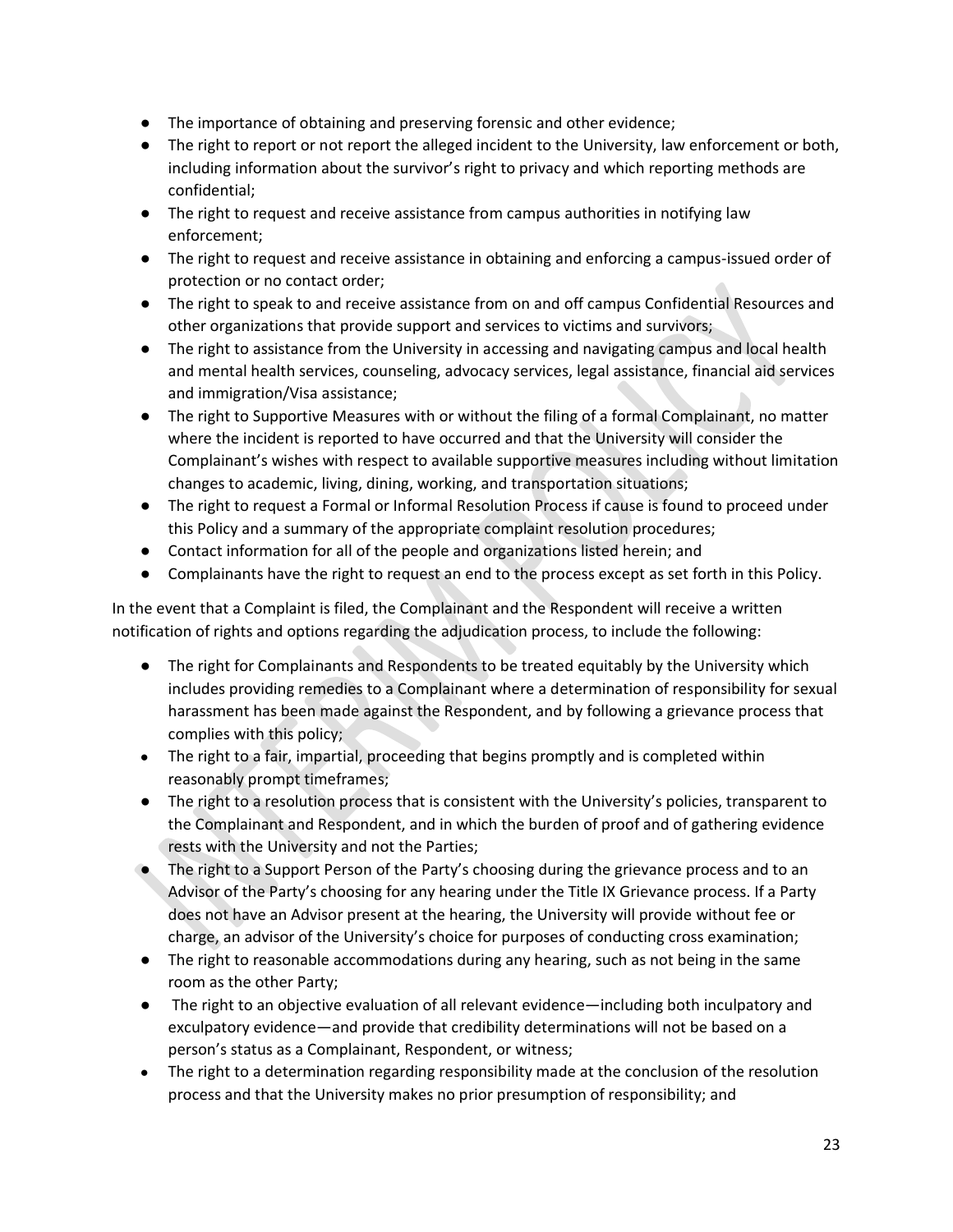- The importance of obtaining and preserving forensic and other evidence;
- The right to report or not report the alleged incident to the University, law enforcement or both, including information about the survivor's right to privacy and which reporting methods are confidential;
- The right to request and receive assistance from campus authorities in notifying law enforcement;
- The right to request and receive assistance in obtaining and enforcing a campus-issued order of protection or no contact order;
- The right to speak to and receive assistance from on and off campus Confidential Resources and other organizations that provide support and services to victims and survivors;
- The right to assistance from the University in accessing and navigating campus and local health and mental health services, counseling, advocacy services, legal assistance, financial aid services and immigration/Visa assistance;
- The right to Supportive Measures with or without the filing of a formal Complainant, no matter where the incident is reported to have occurred and that the University will consider the Complainant's wishes with respect to available supportive measures including without limitation changes to academic, living, dining, working, and transportation situations;
- The right to request a Formal or Informal Resolution Process if cause is found to proceed under this Policy and a summary of the appropriate complaint resolution procedures;
- Contact information for all of the people and organizations listed herein; and
- Complainants have the right to request an end to the process except as set forth in this Policy.

In the event that a Complaint is filed, the Complainant and the Respondent will receive a written notification of rights and options regarding the adjudication process, to include the following:

- The right for Complainants and Respondents to be treated equitably by the University which includes providing remedies to a Complainant where a determination of responsibility for sexual harassment has been made against the Respondent, and by following a grievance process that complies with this policy;
- The right to a fair, impartial, proceeding that begins promptly and is completed within reasonably prompt timeframes;
- The right to a resolution process that is consistent with the University's policies, transparent to the Complainant and Respondent, and in which the burden of proof and of gathering evidence rests with the University and not the Parties;
- The right to a Support Person of the Party's choosing during the grievance process and to an Advisor of the Party's choosing for any hearing under the Title IX Grievance process. If a Party does not have an Advisor present at the hearing, the University will provide without fee or charge, an advisor of the University's choice for purposes of conducting cross examination;
- The right to reasonable accommodations during any hearing, such as not being in the same room as the other Party;
- The right to an objective evaluation of all relevant evidence—including both inculpatory and exculpatory evidence—and provide that credibility determinations will not be based on a person's status as a Complainant, Respondent, or witness;
- The right to a determination regarding responsibility made at the conclusion of the resolution process and that the University makes no prior presumption of responsibility; and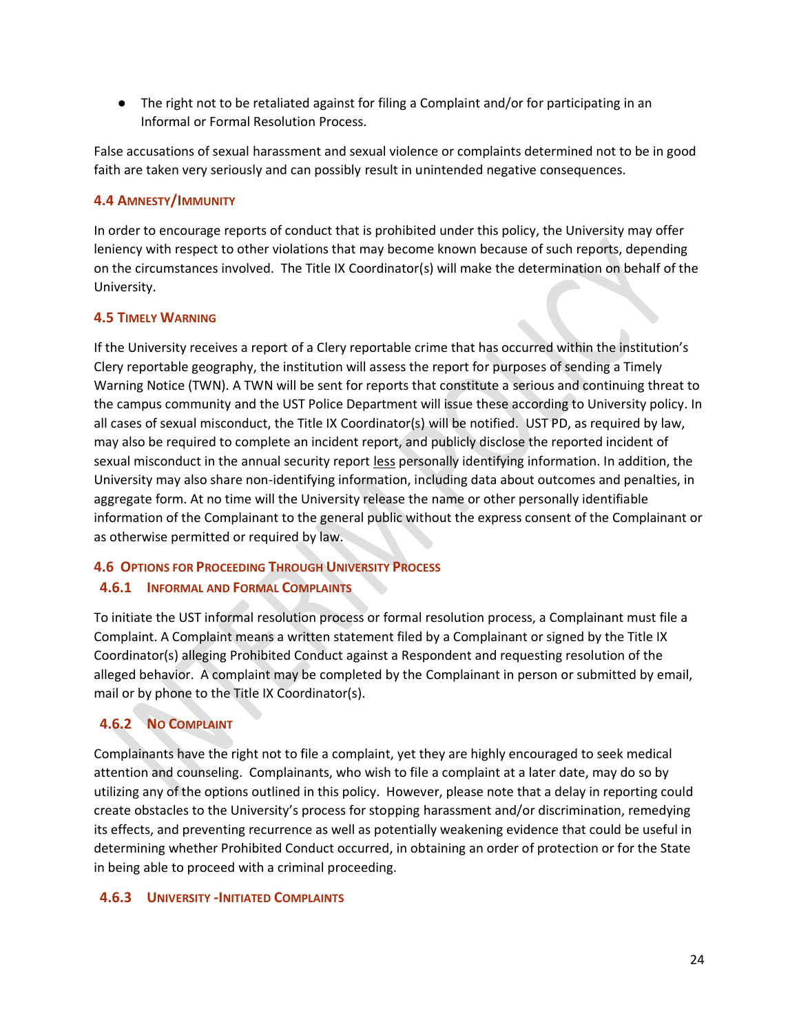- The right not to be retaliated against for filing a Complaint and/or for participating in an Informal or Formal Resolution Process.

False accusations of sexual harassment and sexual violence or complaints determined not to be in good faith are taken very seriously and can possibly result in unintended negative consequences.

### 4.4 Amnesty/Immunity

In order to encourage reports of conduct that is prohibited under this policy, the University may offer leniency with respect to other violations that may become known because of such reports, depending on the circumstances involved. The Title IX Coordinator(s) will make the determination on behalf of the University.

### 4.5 Timely Warning

If the University receives a report of a Clery reportable crime that has occurred within the institution's Clery reportable geography, the institution will assess the report for purposes of sending a Timely Warning Notice (TWN). A TWN will be sent for reports that constitute a serious and continuing threat to the campus community and the UST Police Department will issue these according to University policy. In all cases of sexual misconduct, the Title IX Coordinator(s) will be notified. UST PD, as required by law, may also be required to complete an incident report, and publicly disclose the reported incident of sexual misconduct in the annual security report <u>less</u> personally identifying information. In addition, the University may also share non-identifying information, including data about outcomes and penalties, in aggregate form. At no time will the University release the name or other personally identifiable information of the Complainant to the general public without the express consent of the Complainant or as otherwise permitted or required by law.

### 4.6 Options for Proceeding Through University Process

#### 4.6.1 Informal and Formal Complaints

To initiate the UST informal resolution process or formal resolution process, a Complainant must file a Complaint. A Complaint means a written statement filed by a Complainant or signed by the Title IX Coordinator(s) alleging Prohibited Conduct against a Respondent and requesting resolution of the alleged behavior. A complaint may be completed by the Complainant in person or submitted by email, mail or by phone to the Title IX Coordinator(s).

#### 4.6.2 No Complaint

Complainants have the right not to file a complaint, yet they are highly encouraged to seek medical attention and counseling. Complainants, who wish to file a complaint at a later date, may do so by utilizing any of the options outlined in this policy. However, please note that a delay in reporting could create obstacles to the University's process for stopping harassment and/or discrimination, remedying its effects, and preventing recurrence as well as potentially weakening evidence that could be useful in determining whether Prohibited Conduct occurred, in obtaining an order of protection or for the State in being able to proceed with a criminal proceeding.

#### 4.6.3 University -Initiated Complaints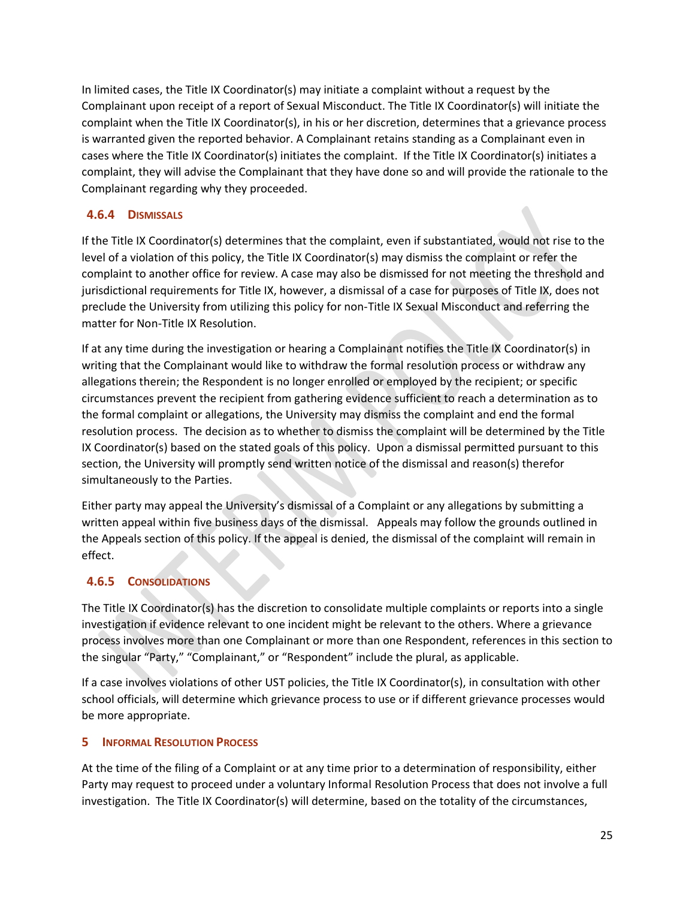In limited cases, the Title IX Coordinator(s) may initiate a complaint without a request by the Complainant upon receipt of a report of Sexual Misconduct. The Title IX Coordinator(s) will initiate the complaint when the Title IX Coordinator(s), in his or her discretion, determines that a grievance process is warranted given the reported behavior. A Complainant retains standing as a Complainant even in cases where the Title IX Coordinator(s) initiates the complaint. If the Title IX Coordinator(s) initiates a complaint, they will advise the Complainant that they have done so and will provide the rationale to the Complainant regarding why they proceeded.

### 4.6.4 Dismissals

If the Title IX Coordinator(s) determines that the complaint, even if substantiated, would not rise to the level of a violation of this policy, the Title IX Coordinator(s) may dismiss the complaint or refer the complaint to another office for review. A case may also be dismissed for not meeting the threshold and jurisdictional requirements for Title IX, however, a dismissal of a case for purposes of Title IX, does not preclude the University from utilizing this policy for non-Title IX Sexual Misconduct and referring the matter for Non-Title IX Resolution.

If at any time during the investigation or hearing a Complainant notifies the Title IX Coordinator(s) in writing that the Complainant would like to withdraw the formal resolution process or withdraw any allegations therein; the Respondent is no longer enrolled or employed by the recipient; or specific circumstances prevent the recipient from gathering evidence sufficient to reach a determination as to the formal complaint or allegations, the University may dismiss the complaint and end the formal resolution process. The decision as to whether to dismiss the complaint will be determined by the Title IX Coordinator(s) based on the stated goals of this policy. Upon a dismissal permitted pursuant to this section, the University will promptly send written notice of the dismissal and reason(s) therefor simultaneously to the Parties.

Either party may appeal the University's dismissal of a Complaint or any allegations by submitting a written appeal within five business days of the dismissal. Appeals may follow the grounds outlined in the Appeals section of this policy. If the appeal is denied, the dismissal of the complaint will remain in effect.

### 4.6.5 Consolidations

The Title IX Coordinator(s) has the discretion to consolidate multiple complaints or reports into a single investigation if evidence relevant to one incident might be relevant to the others. Where a grievance process involves more than one Complainant or more than one Respondent, references in this section to the singular "Party," "Complainant," or "Respondent" include the plural, as applicable.

If a case involves violations of other UST policies, the Title IX Coordinator(s), in consultation with other school officials, will determine which grievance process to use or if different grievance processes would be more appropriate.

## 5 Informal Resolution Process

At the time of the filing of a Complaint or at any time prior to a determination of responsibility, either Party may request to proceed under a voluntary Informal Resolution Process that does not involve a full investigation. The Title IX Coordinator(s) will determine, based on the totality of the circumstances,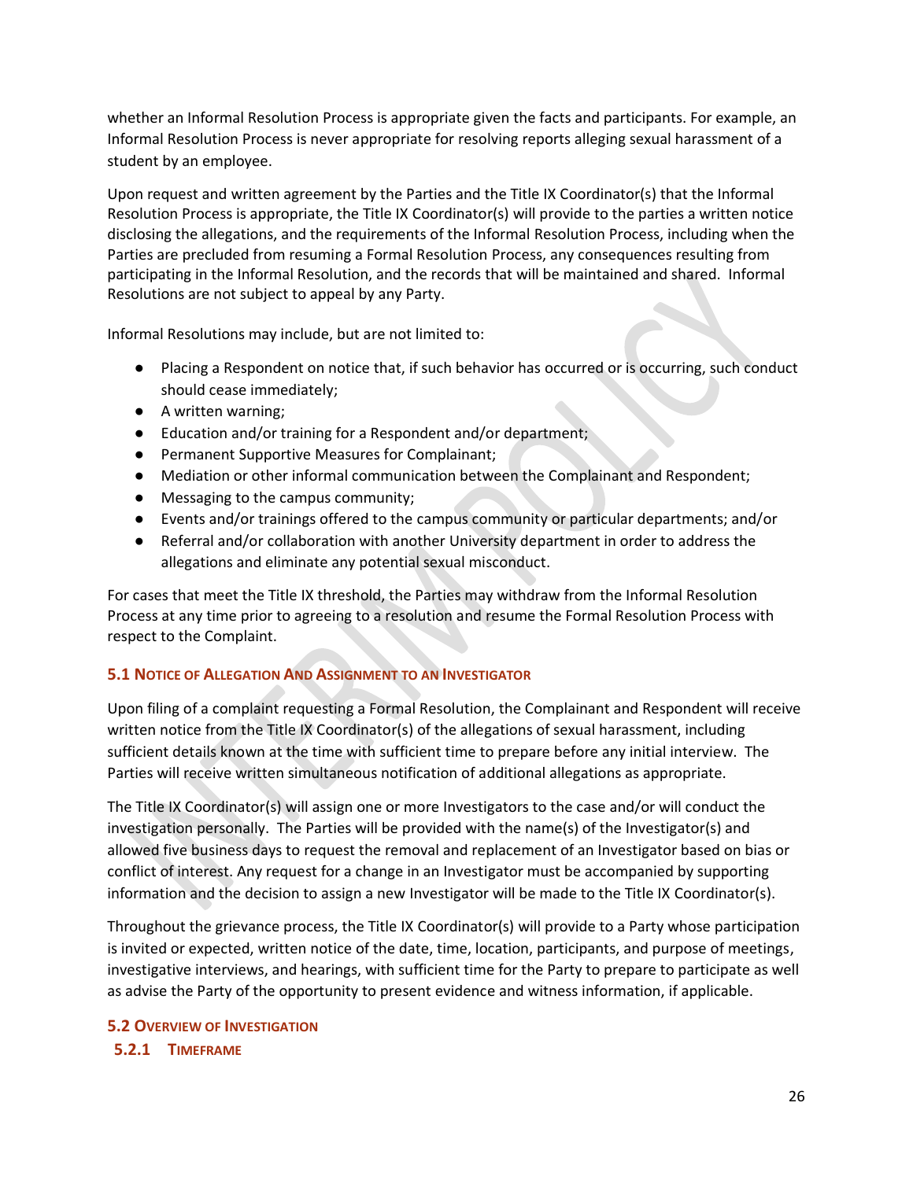whether an Informal Resolution Process is appropriate given the facts and participants. For example, an Informal Resolution Process is never appropriate for resolving reports alleging sexual harassment of a student by an employee.

Upon request and written agreement by the Parties and the Title IX Coordinator(s) that the Informal Resolution Process is appropriate, the Title IX Coordinator(s) will provide to the parties a written notice disclosing the allegations, and the requirements of the Informal Resolution Process, including when the Parties are precluded from resuming a Formal Resolution Process, any consequences resulting from participating in the Informal Resolution, and the records that will be maintained and shared. Informal Resolutions are not subject to appeal by any Party.

Informal Resolutions may include, but are not limited to:

- Placing a Respondent on notice that, if such behavior has occurred or is occurring, such conduct should cease immediately;
- A written warning;
- Education and/or training for a Respondent and/or department;
- Permanent Supportive Measures for Complainant;
- Mediation or other informal communication between the Complainant and Respondent;
- Messaging to the campus community;
- Events and/or trainings offered to the campus community or particular departments; and/or
- Referral and/or collaboration with another University department in order to address the allegations and eliminate any potential sexual misconduct.

For cases that meet the Title IX threshold, the Parties may withdraw from the Informal Resolution Process at any time prior to agreeing to a resolution and resume the Formal Resolution Process with respect to the Complaint.

### 5.1 Notice of Allegation And Assignment to an Investigator

Upon filing of a complaint requesting a Formal Resolution, the Complainant and Respondent will receive written notice from the Title IX Coordinator(s) of the allegations of sexual harassment, including sufficient details known at the time with sufficient time to prepare before any initial interview. The Parties will receive written simultaneous notification of additional allegations as appropriate.

The Title IX Coordinator(s) will assign one or more Investigators to the case and/or will conduct the investigation personally. The Parties will be provided with the name(s) of the Investigator(s) and allowed five business days to request the removal and replacement of an Investigator based on bias or conflict of interest. Any request for a change in an Investigator must be accompanied by supporting information and the decision to assign a new Investigator will be made to the Title IX Coordinator(s).

Throughout the grievance process, the Title IX Coordinator(s) will provide to a Party whose participation is invited or expected, written notice of the date, time, location, participants, and purpose of meetings, investigative interviews, and hearings, with sufficient time for the Party to prepare to participate as well as advise the Party of the opportunity to present evidence and witness information, if applicable.

### 5.2 Overview of Investigation

#### 5.2.1 Timeframe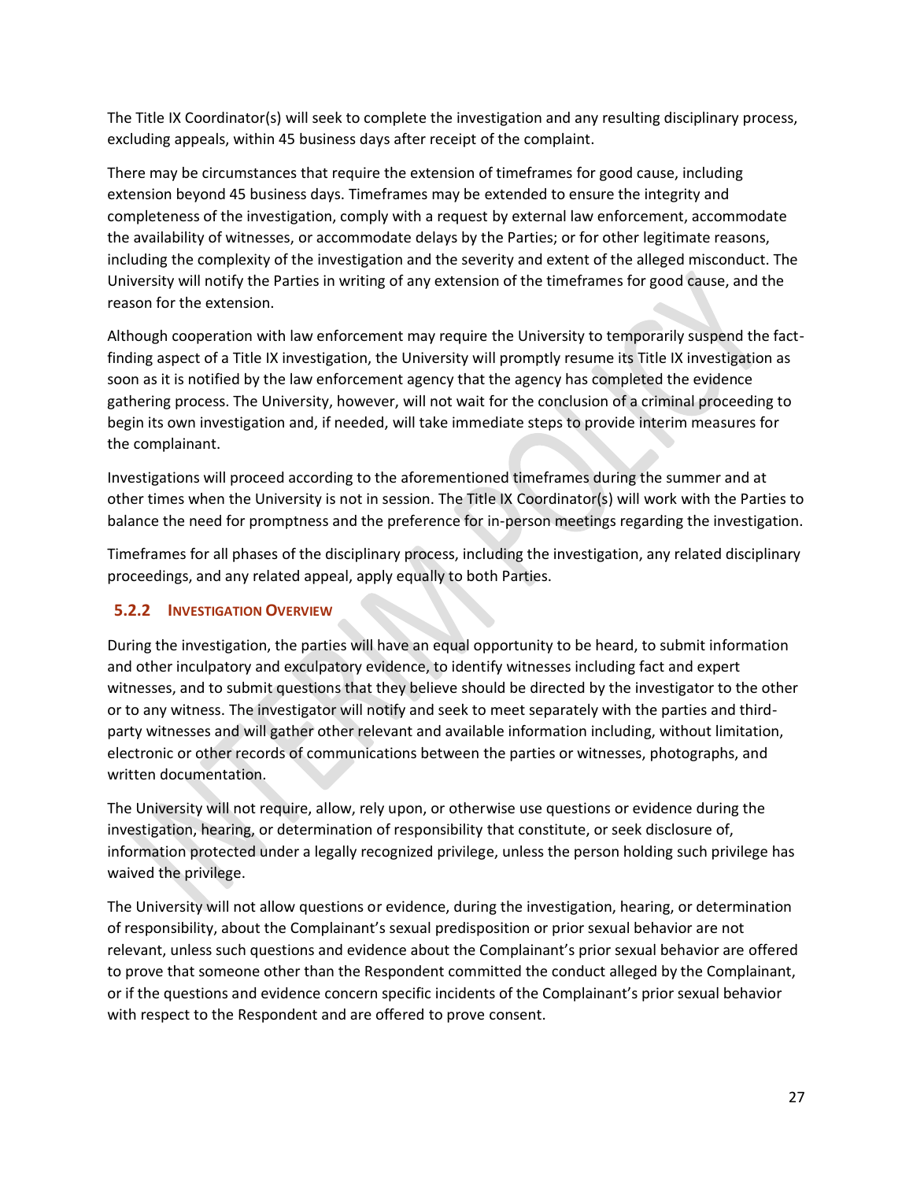The Title IX Coordinator(s) will seek to complete the investigation and any resulting disciplinary process, excluding appeals, within 45 business days after receipt of the complaint.

There may be circumstances that require the extension of timeframes for good cause, including extension beyond 45 business days. Timeframes may be extended to ensure the integrity and completeness of the investigation, comply with a request by external law enforcement, accommodate the availability of witnesses, or accommodate delays by the Parties; or for other legitimate reasons, including the complexity of the investigation and the severity and extent of the alleged misconduct. The University will notify the Parties in writing of any extension of the timeframes for good cause, and the reason for the extension.

Although cooperation with law enforcement may require the University to temporarily suspend the fact-finding aspect of a Title IX investigation, the University will promptly resume its Title IX investigation as soon as it is notified by the law enforcement agency that the agency has completed the evidence gathering process. The University, however, will not wait for the conclusion of a criminal proceeding to begin its own investigation and, if needed, will take immediate steps to provide interim measures for the complainant.

Investigations will proceed according to the aforementioned timeframes during the summer and at other times when the University is not in session. The Title IX Coordinator(s) will work with the Parties to balance the need for promptness and the preference for in-person meetings regarding the investigation.

Timeframes for all phases of the disciplinary process, including the investigation, any related disciplinary proceedings, and any related appeal, apply equally to both Parties.

### 5.2.2 Investigation Overview

During the investigation, the parties will have an equal opportunity to be heard, to submit information and other inculpatory and exculpatory evidence, to identify witnesses including fact and expert witnesses, and to submit questions that they believe should be directed by the investigator to the other or to any witness. The investigator will notify and seek to meet separately with the parties and third-party witnesses and will gather other relevant and available information including, without limitation, electronic or other records of communications between the parties or witnesses, photographs, and written documentation.

The University will not require, allow, rely upon, or otherwise use questions or evidence during the investigation, hearing, or determination of responsibility that constitute, or seek disclosure of, information protected under a legally recognized privilege, unless the person holding such privilege has waived the privilege.

The University will not allow questions or evidence, during the investigation, hearing, or determination of responsibility, about the Complainant's sexual predisposition or prior sexual behavior are not relevant, unless such questions and evidence about the Complainant's prior sexual behavior are offered to prove that someone other than the Respondent committed the conduct alleged by the Complainant, or if the questions and evidence concern specific incidents of the Complainant's prior sexual behavior with respect to the Respondent and are offered to prove consent.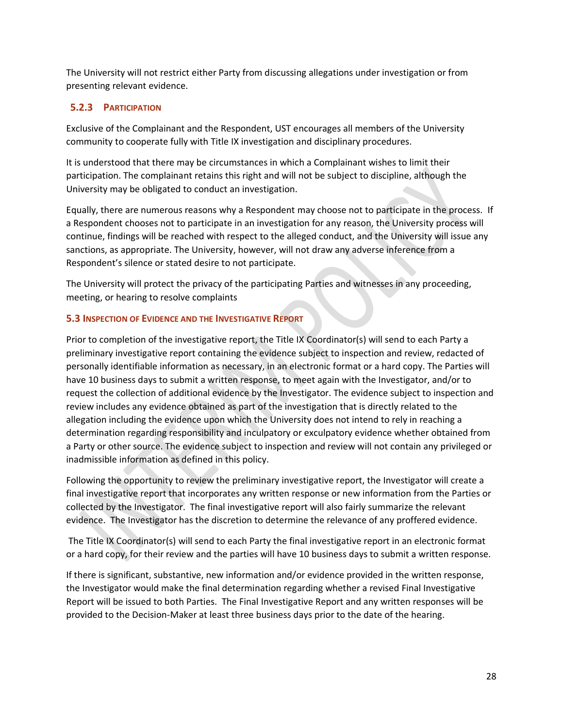The University will not restrict either Party from discussing allegations under investigation or from presenting relevant evidence.

### 5.2.3 Participation

Exclusive of the Complainant and the Respondent, UST encourages all members of the University community to cooperate fully with Title IX investigation and disciplinary procedures.

It is understood that there may be circumstances in which a Complainant wishes to limit their participation. The complainant retains this right and will not be subject to discipline, although the University may be obligated to conduct an investigation.

Equally, there are numerous reasons why a Respondent may choose not to participate in the process. If a Respondent chooses not to participate in an investigation for any reason, the University process will continue, findings will be reached with respect to the alleged conduct, and the University will issue any sanctions, as appropriate. The University, however, will not draw any adverse inference from a Respondent's silence or stated desire to not participate.

The University will protect the privacy of the participating Parties and witnesses in any proceeding, meeting, or hearing to resolve complaints

## 5.3 Inspection of Evidence and the Investigative Report

Prior to completion of the investigative report, the Title IX Coordinator(s) will send to each Party a preliminary investigative report containing the evidence subject to inspection and review, redacted of personally identifiable information as necessary, in an electronic format or a hard copy. The Parties will have 10 business days to submit a written response, to meet again with the Investigator, and/or to request the collection of additional evidence by the Investigator. The evidence subject to inspection and review includes any evidence obtained as part of the investigation that is directly related to the allegation including the evidence upon which the University does not intend to rely in reaching a determination regarding responsibility and inculpatory or exculpatory evidence whether obtained from a Party or other source. The evidence subject to inspection and review will not contain any privileged or inadmissible information as defined in this policy.

Following the opportunity to review the preliminary investigative report, the Investigator will create a final investigative report that incorporates any written response or new information from the Parties or collected by the Investigator. The final investigative report will also fairly summarize the relevant evidence. The Investigator has the discretion to determine the relevance of any proffered evidence.

The Title IX Coordinator(s) will send to each Party the final investigative report in an electronic format or a hard copy, for their review and the parties will have 10 business days to submit a written response.

If there is significant, substantive, new information and/or evidence provided in the written response, the Investigator would make the final determination regarding whether a revised Final Investigative Report will be issued to both Parties. The Final Investigative Report and any written responses will be provided to the Decision-Maker at least three business days prior to the date of the hearing.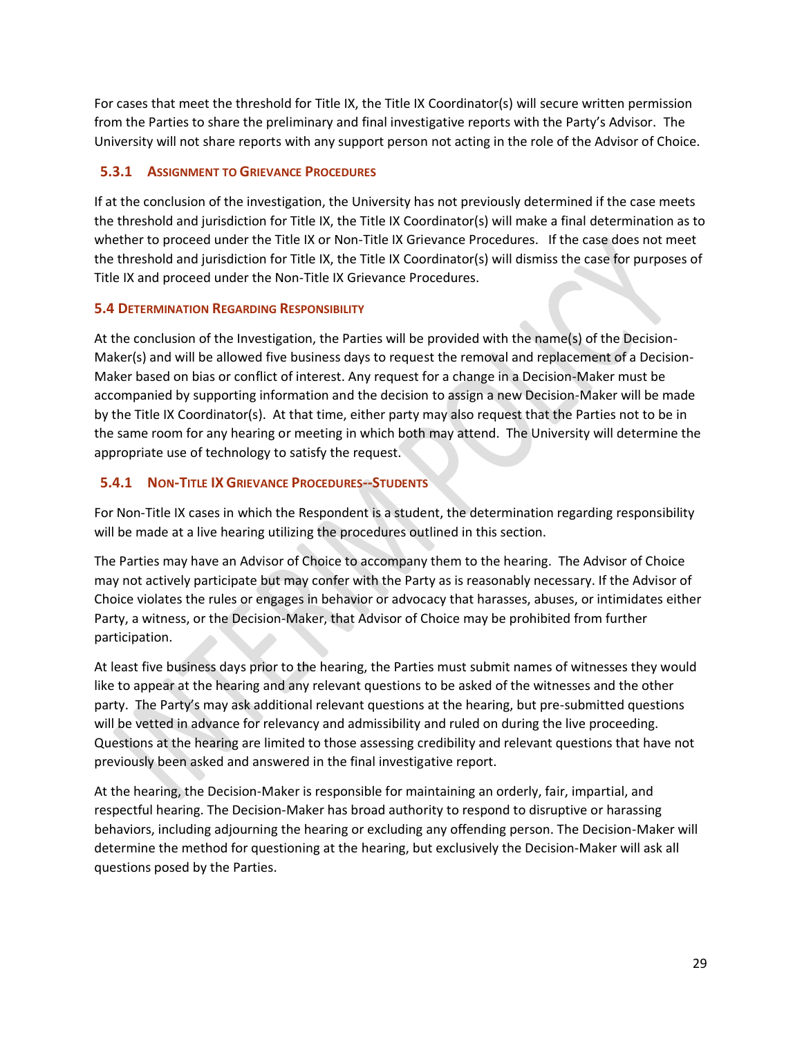For cases that meet the threshold for Title IX, the Title IX Coordinator(s) will secure written permission from the Parties to share the preliminary and final investigative reports with the Party's Advisor. The University will not share reports with any support person not acting in the role of the Advisor of Choice.

### 5.3.1 Assignment to Grievance Procedures

If at the conclusion of the investigation, the University has not previously determined if the case meets the threshold and jurisdiction for Title IX, the Title IX Coordinator(s) will make a final determination as to whether to proceed under the Title IX or Non-Title IX Grievance Procedures. If the case does not meet the threshold and jurisdiction for Title IX, the Title IX Coordinator(s) will dismiss the case for purposes of Title IX and proceed under the Non-Title IX Grievance Procedures.

## 5.4 Determination Regarding Responsibility

At the conclusion of the Investigation, the Parties will be provided with the name(s) of the Decision-Maker(s) and will be allowed five business days to request the removal and replacement of a Decision-Maker based on bias or conflict of interest. Any request for a change in a Decision-Maker must be accompanied by supporting information and the decision to assign a new Decision-Maker will be made by the Title IX Coordinator(s). At that time, either party may also request that the Parties not to be in the same room for any hearing or meeting in which both may attend. The University will determine the appropriate use of technology to satisfy the request.

### 5.4.1 Non-Title IX Grievance Procedures--Students

For Non-Title IX cases in which the Respondent is a student, the determination regarding responsibility will be made at a live hearing utilizing the procedures outlined in this section.

The Parties may have an Advisor of Choice to accompany them to the hearing. The Advisor of Choice may not actively participate but may confer with the Party as is reasonably necessary. If the Advisor of Choice violates the rules or engages in behavior or advocacy that harasses, abuses, or intimidates either Party, a witness, or the Decision-Maker, that Advisor of Choice may be prohibited from further participation.

At least five business days prior to the hearing, the Parties must submit names of witnesses they would like to appear at the hearing and any relevant questions to be asked of the witnesses and the other party. The Party's may ask additional relevant questions at the hearing, but pre-submitted questions will be vetted in advance for relevancy and admissibility and ruled on during the live proceeding. Questions at the hearing are limited to those assessing credibility and relevant questions that have not previously been asked and answered in the final investigative report.

At the hearing, the Decision-Maker is responsible for maintaining an orderly, fair, impartial, and respectful hearing. The Decision-Maker has broad authority to respond to disruptive or harassing behaviors, including adjourning the hearing or excluding any offending person. The Decision-Maker will determine the method for questioning at the hearing, but exclusively the Decision-Maker will ask all questions posed by the Parties.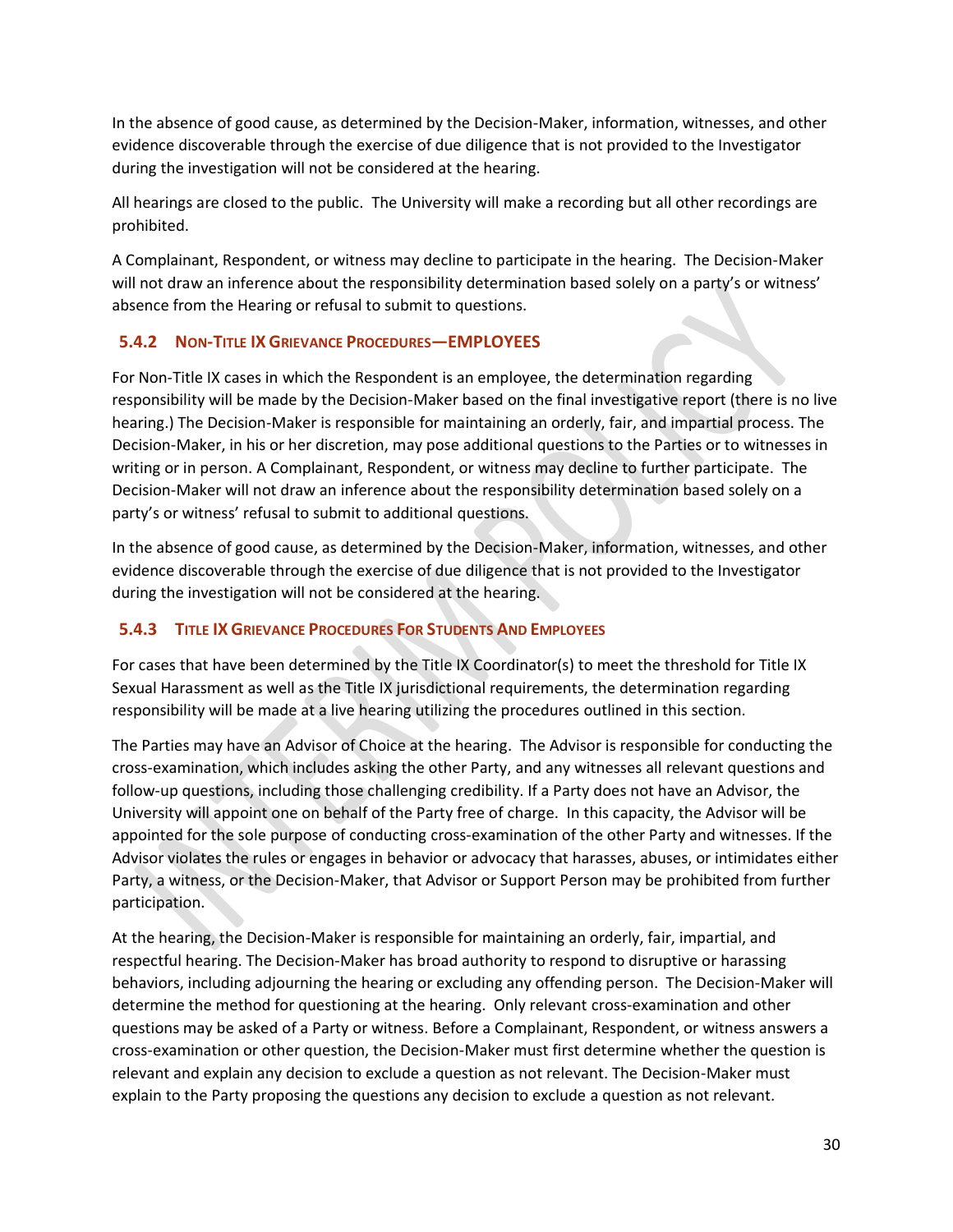In the absence of good cause, as determined by the Decision-Maker, information, witnesses, and other evidence discoverable through the exercise of due diligence that is not provided to the Investigator during the investigation will not be considered at the hearing.

All hearings are closed to the public. The University will make a recording but all other recordings are prohibited.

A Complainant, Respondent, or witness may decline to participate in the hearing. The Decision-Maker will not draw an inference about the responsibility determination based solely on a party's or witness' absence from the Hearing or refusal to submit to questions.

### 5.4.2 Non-Title IX Grievance Procedures—EMPLOYEES

For Non-Title IX cases in which the Respondent is an employee, the determination regarding responsibility will be made by the Decision-Maker based on the final investigative report (there is no live hearing.) The Decision-Maker is responsible for maintaining an orderly, fair, and impartial process. The Decision-Maker, in his or her discretion, may pose additional questions to the Parties or to witnesses in writing or in person. A Complainant, Respondent, or witness may decline to further participate. The Decision-Maker will not draw an inference about the responsibility determination based solely on a party's or witness' refusal to submit to additional questions.

In the absence of good cause, as determined by the Decision-Maker, information, witnesses, and other evidence discoverable through the exercise of due diligence that is not provided to the Investigator during the investigation will not be considered at the hearing.

### 5.4.3 Title IX Grievance Procedures For Students And Employees

For cases that have been determined by the Title IX Coordinator(s) to meet the threshold for Title IX Sexual Harassment as well as the Title IX jurisdictional requirements, the determination regarding responsibility will be made at a live hearing utilizing the procedures outlined in this section.

The Parties may have an Advisor of Choice at the hearing. The Advisor is responsible for conducting the cross-examination, which includes asking the other Party, and any witnesses all relevant questions and follow-up questions, including those challenging credibility. If a Party does not have an Advisor, the University will appoint one on behalf of the Party free of charge. In this capacity, the Advisor will be appointed for the sole purpose of conducting cross-examination of the other Party and witnesses. If the Advisor violates the rules or engages in behavior or advocacy that harasses, abuses, or intimidates either Party, a witness, or the Decision-Maker, that Advisor or Support Person may be prohibited from further participation.

At the hearing, the Decision-Maker is responsible for maintaining an orderly, fair, impartial, and respectful hearing. The Decision-Maker has broad authority to respond to disruptive or harassing behaviors, including adjourning the hearing or excluding any offending person. The Decision-Maker will determine the method for questioning at the hearing. Only relevant cross-examination and other questions may be asked of a Party or witness. Before a Complainant, Respondent, or witness answers a cross-examination or other question, the Decision-Maker must first determine whether the question is relevant and explain any decision to exclude a question as not relevant. The Decision-Maker must explain to the Party proposing the questions any decision to exclude a question as not relevant.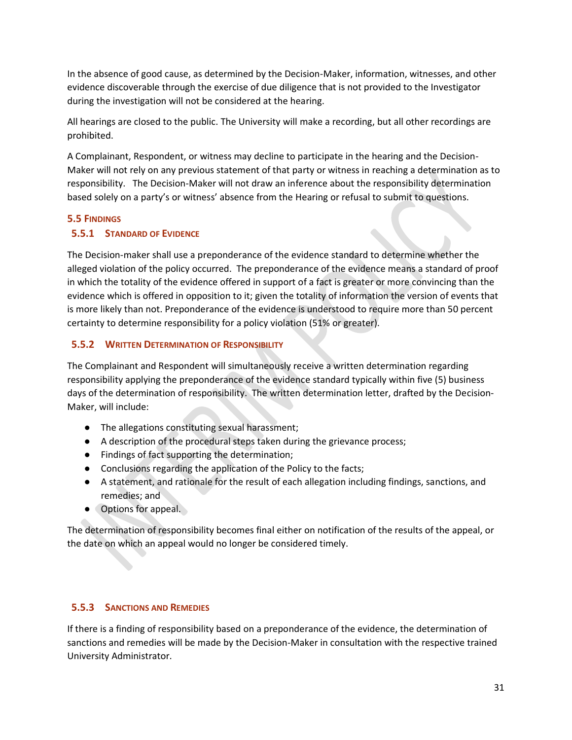In the absence of good cause, as determined by the Decision-Maker, information, witnesses, and other evidence discoverable through the exercise of due diligence that is not provided to the Investigator during the investigation will not be considered at the hearing.

All hearings are closed to the public. The University will make a recording, but all other recordings are prohibited.

A Complainant, Respondent, or witness may decline to participate in the hearing and the Decision-Maker will not rely on any previous statement of that party or witness in reaching a determination as to responsibility. The Decision-Maker will not draw an inference about the responsibility determination based solely on a party's or witness' absence from the Hearing or refusal to submit to questions.

## 5.5 Findings

### 5.5.1 Standard of Evidence

The Decision-maker shall use a preponderance of the evidence standard to determine whether the alleged violation of the policy occurred. The preponderance of the evidence means a standard of proof in which the totality of the evidence offered in support of a fact is greater or more convincing than the evidence which is offered in opposition to it; given the totality of information the version of events that is more likely than not. Preponderance of the evidence is understood to require more than 50 percent certainty to determine responsibility for a policy violation (51% or greater).

### 5.5.2 Written Determination of Responsibility

The Complainant and Respondent will simultaneously receive a written determination regarding responsibility applying the preponderance of the evidence standard typically within five (5) business days of the determination of responsibility. The written determination letter, drafted by the Decision-Maker, will include:

- The allegations constituting sexual harassment;
- A description of the procedural steps taken during the grievance process;
- Findings of fact supporting the determination;
- Conclusions regarding the application of the Policy to the facts;
- A statement, and rationale for the result of each allegation including findings, sanctions, and remedies; and
- Options for appeal.

The determination of responsibility becomes final either on notification of the results of the appeal, or the date on which an appeal would no longer be considered timely.

### 5.5.3 Sanctions and Remedies

If there is a finding of responsibility based on a preponderance of the evidence, the determination of sanctions and remedies will be made by the Decision-Maker in consultation with the respective trained University Administrator.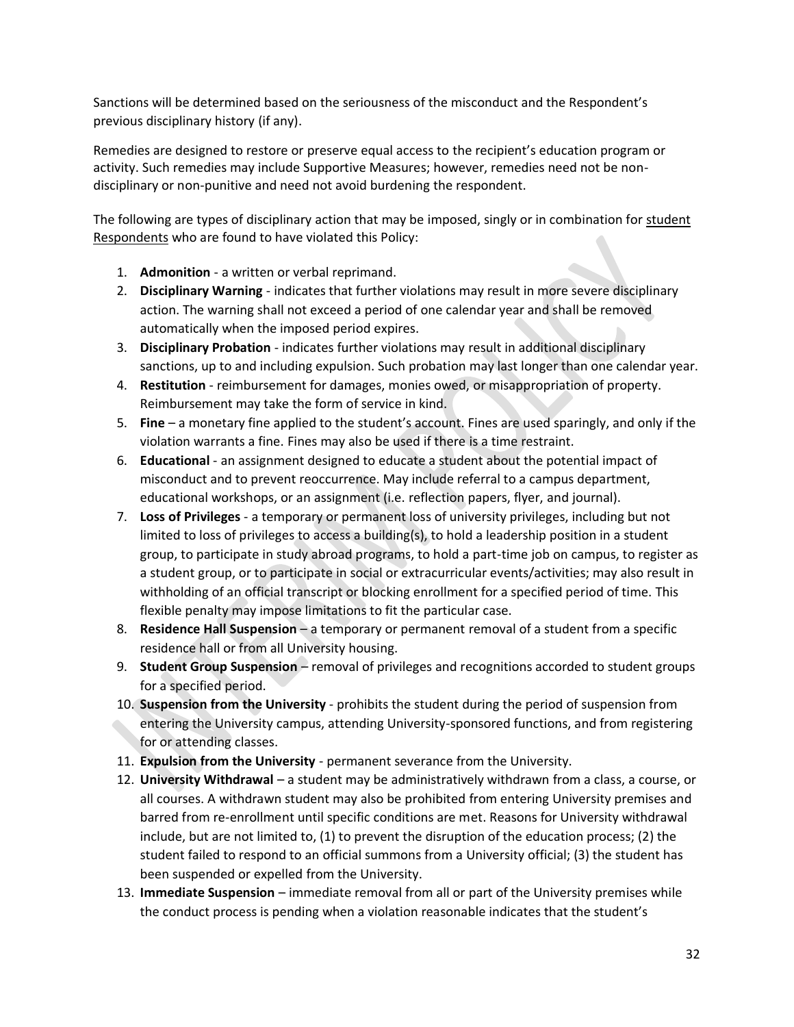Sanctions will be determined based on the seriousness of the misconduct and the Respondent's previous disciplinary history (if any).

Remedies are designed to restore or preserve equal access to the recipient's education program or activity. Such remedies may include Supportive Measures; however, remedies need not be non-disciplinary or non-punitive and need not avoid burdening the respondent.

The following are types of disciplinary action that may be imposed, singly or in combination for student Respondents who are found to have violated this Policy:

1. **Admonition** - a written or verbal reprimand.
2. **Disciplinary Warning** - indicates that further violations may result in more severe disciplinary action. The warning shall not exceed a period of one calendar year and shall be removed automatically when the imposed period expires.
3. **Disciplinary Probation** - indicates further violations may result in additional disciplinary sanctions, up to and including expulsion. Such probation may last longer than one calendar year.
4. **Restitution** - reimbursement for damages, monies owed, or misappropriation of property. Reimbursement may take the form of service in kind.
5. **Fine** – a monetary fine applied to the student's account. Fines are used sparingly, and only if the violation warrants a fine. Fines may also be used if there is a time restraint.
6. **Educational** - an assignment designed to educate a student about the potential impact of misconduct and to prevent reoccurrence. May include referral to a campus department, educational workshops, or an assignment (i.e. reflection papers, flyer, and journal).
7. **Loss of Privileges** - a temporary or permanent loss of university privileges, including but not limited to loss of privileges to access a building(s), to hold a leadership position in a student group, to participate in study abroad programs, to hold a part-time job on campus, to register as a student group, or to participate in social or extracurricular events/activities; may also result in withholding of an official transcript or blocking enrollment for a specified period of time. This flexible penalty may impose limitations to fit the particular case.
8. **Residence Hall Suspension** – a temporary or permanent removal of a student from a specific residence hall or from all University housing.
9. **Student Group Suspension** – removal of privileges and recognitions accorded to student groups for a specified period.
10. **Suspension from the University** - prohibits the student during the period of suspension from entering the University campus, attending University-sponsored functions, and from registering for or attending classes.
11. **Expulsion from the University** - permanent severance from the University.
12. **University Withdrawal** – a student may be administratively withdrawn from a class, a course, or all courses. A withdrawn student may also be prohibited from entering University premises and barred from re-enrollment until specific conditions are met. Reasons for University withdrawal include, but are not limited to, (1) to prevent the disruption of the education process; (2) the student failed to respond to an official summons from a University official; (3) the student has been suspended or expelled from the University.
13. **Immediate Suspension** – immediate removal from all or part of the University premises while the conduct process is pending when a violation reasonable indicates that the student's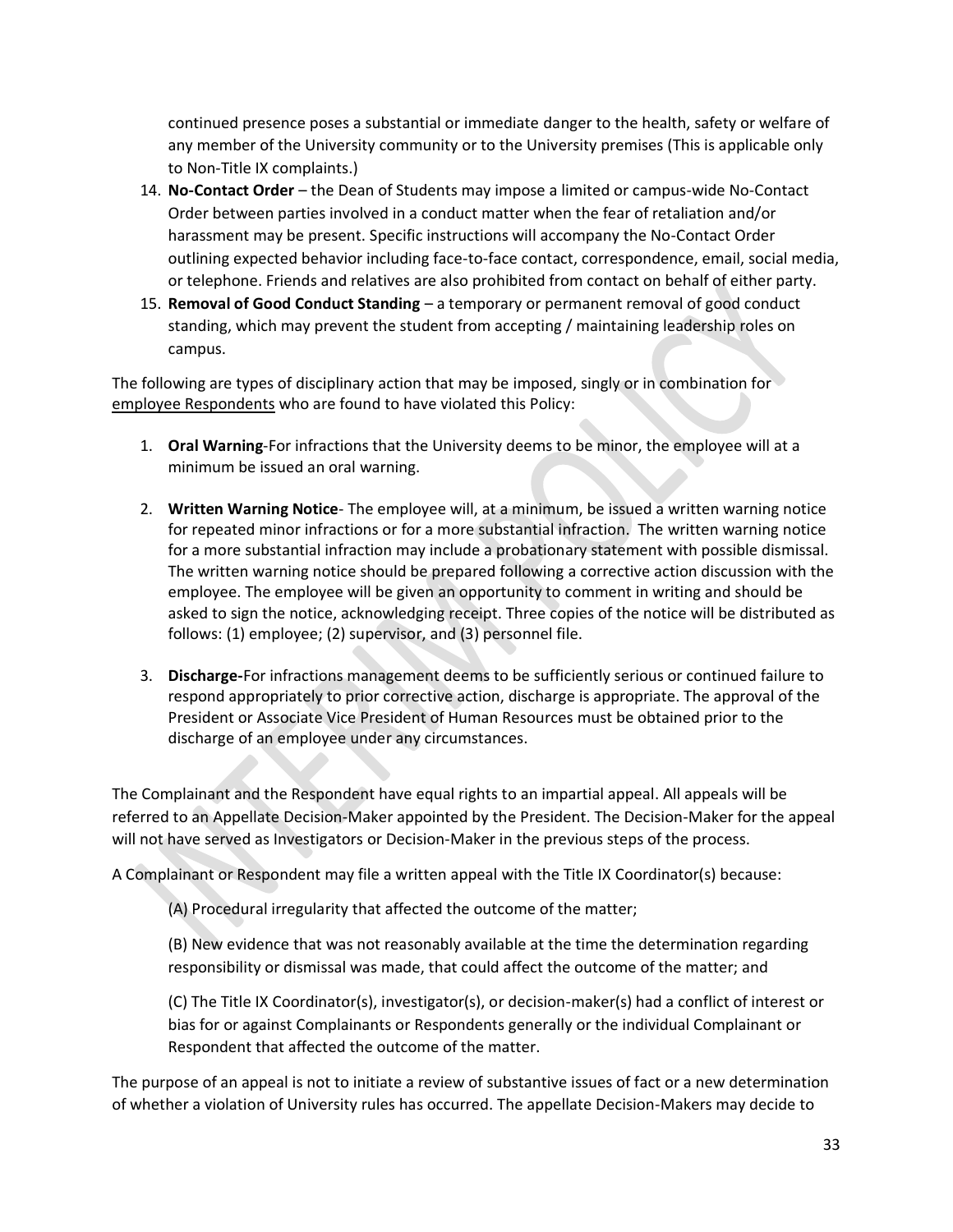continued presence poses a substantial or immediate danger to the health, safety or welfare of any member of the University community or to the University premises (This is applicable only to Non-Title IX complaints.)

14. **No-Contact Order** – the Dean of Students may impose a limited or campus-wide No-Contact Order between parties involved in a conduct matter when the fear of retaliation and/or harassment may be present. Specific instructions will accompany the No-Contact Order outlining expected behavior including face-to-face contact, correspondence, email, social media, or telephone. Friends and relatives are also prohibited from contact on behalf of either party.
15. **Removal of Good Conduct Standing** – a temporary or permanent removal of good conduct standing, which may prevent the student from accepting / maintaining leadership roles on campus.

The following are types of disciplinary action that may be imposed, singly or in combination for employee Respondents who are found to have violated this Policy:

1. **Oral Warning**-For infractions that the University deems to be minor, the employee will at a minimum be issued an oral warning.

2. **Written Warning Notice**- The employee will, at a minimum, be issued a written warning notice for repeated minor infractions or for a more substantial infraction. The written warning notice for a more substantial infraction may include a probationary statement with possible dismissal. The written warning notice should be prepared following a corrective action discussion with the employee. The employee will be given an opportunity to comment in writing and should be asked to sign the notice, acknowledging receipt. Three copies of the notice will be distributed as follows: (1) employee; (2) supervisor, and (3) personnel file.

3. **Discharge-**For infractions management deems to be sufficiently serious or continued failure to respond appropriately to prior corrective action, discharge is appropriate. The approval of the President or Associate Vice President of Human Resources must be obtained prior to the discharge of an employee under any circumstances.

The Complainant and the Respondent have equal rights to an impartial appeal. All appeals will be referred to an Appellate Decision-Maker appointed by the President. The Decision-Maker for the appeal will not have served as Investigators or Decision-Maker in the previous steps of the process.

A Complainant or Respondent may file a written appeal with the Title IX Coordinator(s) because:

(A) Procedural irregularity that affected the outcome of the matter;

(B) New evidence that was not reasonably available at the time the determination regarding responsibility or dismissal was made, that could affect the outcome of the matter; and

(C) The Title IX Coordinator(s), investigator(s), or decision-maker(s) had a conflict of interest or bias for or against Complainants or Respondents generally or the individual Complainant or Respondent that affected the outcome of the matter.

The purpose of an appeal is not to initiate a review of substantive issues of fact or a new determination of whether a violation of University rules has occurred. The appellate Decision-Makers may decide to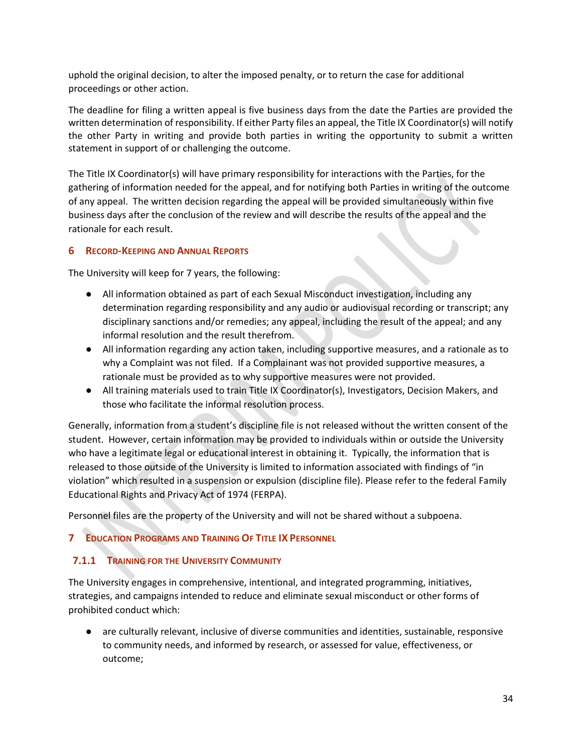uphold the original decision, to alter the imposed penalty, or to return the case for additional proceedings or other action.

The deadline for filing a written appeal is five business days from the date the Parties are provided the written determination of responsibility. If either Party files an appeal, the Title IX Coordinator(s) will notify the other Party in writing and provide both parties in writing the opportunity to submit a written statement in support of or challenging the outcome.

The Title IX Coordinator(s) will have primary responsibility for interactions with the Parties, for the gathering of information needed for the appeal, and for notifying both Parties in writing of the outcome of any appeal. The written decision regarding the appeal will be provided simultaneously within five business days after the conclusion of the review and will describe the results of the appeal and the rationale for each result.

## 6 Record-Keeping and Annual Reports

The University will keep for 7 years, the following:

- All information obtained as part of each Sexual Misconduct investigation, including any determination regarding responsibility and any audio or audiovisual recording or transcript; any disciplinary sanctions and/or remedies; any appeal, including the result of the appeal; and any informal resolution and the result therefrom.
- All information regarding any action taken, including supportive measures, and a rationale as to why a Complaint was not filed. If a Complainant was not provided supportive measures, a rationale must be provided as to why supportive measures were not provided.
- All training materials used to train Title IX Coordinator(s), Investigators, Decision Makers, and those who facilitate the informal resolution process.

Generally, information from a student's discipline file is not released without the written consent of the student. However, certain information may be provided to individuals within or outside the University who have a legitimate legal or educational interest in obtaining it. Typically, the information that is released to those outside of the University is limited to information associated with findings of "in violation" which resulted in a suspension or expulsion (discipline file). Please refer to the federal Family Educational Rights and Privacy Act of 1974 (FERPA).

Personnel files are the property of the University and will not be shared without a subpoena.

## 7 Education Programs and Training Of Title IX Personnel

### 7.1.1 Training for the University Community

The University engages in comprehensive, intentional, and integrated programming, initiatives, strategies, and campaigns intended to reduce and eliminate sexual misconduct or other forms of prohibited conduct which:

- are culturally relevant, inclusive of diverse communities and identities, sustainable, responsive to community needs, and informed by research, or assessed for value, effectiveness, or outcome;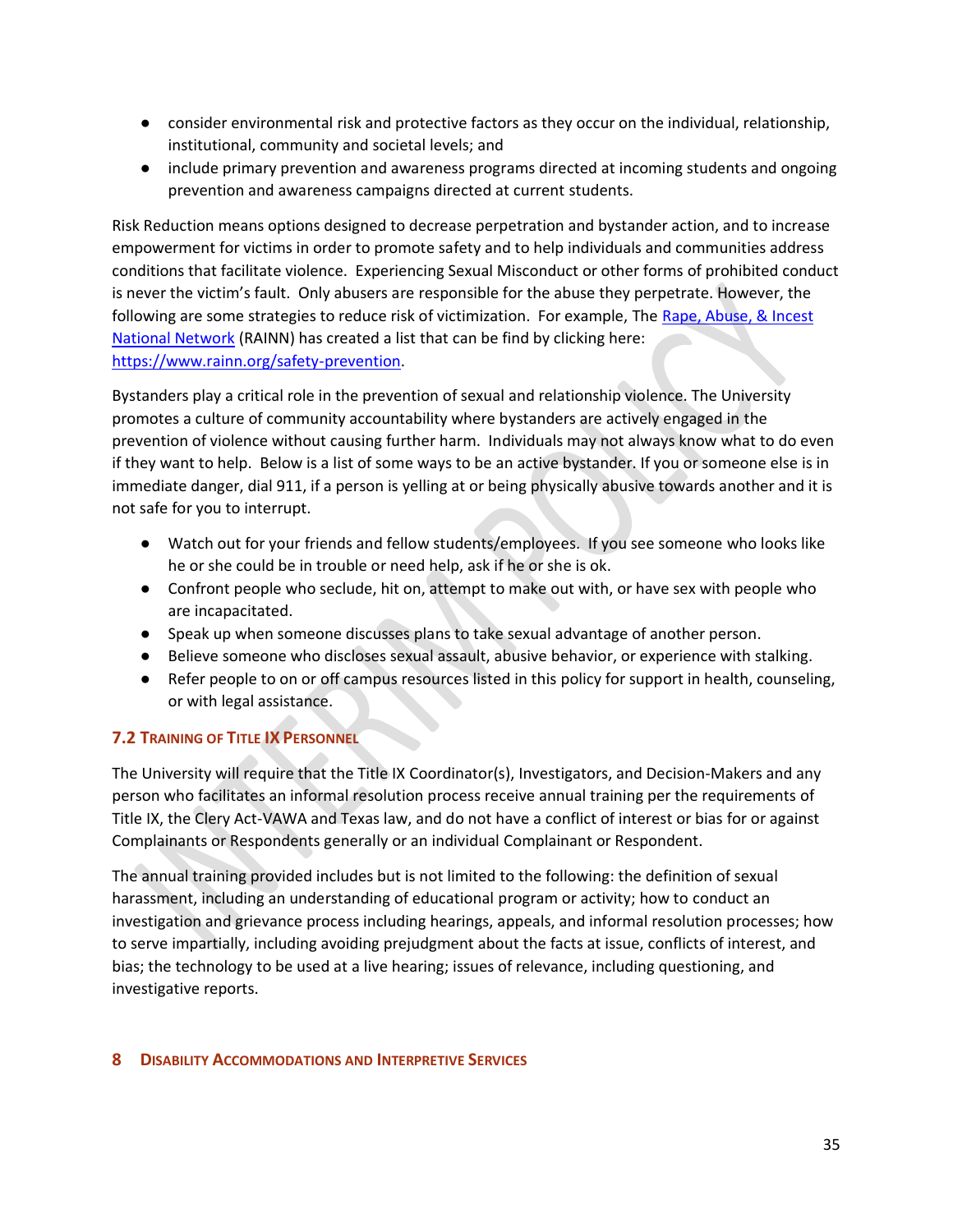- consider environmental risk and protective factors as they occur on the individual, relationship, institutional, community and societal levels; and
- include primary prevention and awareness programs directed at incoming students and ongoing prevention and awareness campaigns directed at current students.

Risk Reduction means options designed to decrease perpetration and bystander action, and to increase empowerment for victims in order to promote safety and to help individuals and communities address conditions that facilitate violence. Experiencing Sexual Misconduct or other forms of prohibited conduct is never the victim's fault. Only abusers are responsible for the abuse they perpetrate. However, the following are some strategies to reduce risk of victimization. For example, The [Rape, Abuse, & Incest National Network](https://www.rainn.org) (RAINN) has created a list that can be find by clicking here: [https://www.rainn.org/safety-prevention](https://www.rainn.org/safety-prevention).

Bystanders play a critical role in the prevention of sexual and relationship violence. The University promotes a culture of community accountability where bystanders are actively engaged in the prevention of violence without causing further harm. Individuals may not always know what to do even if they want to help. Below is a list of some ways to be an active bystander. If you or someone else is in immediate danger, dial 911, if a person is yelling at or being physically abusive towards another and it is not safe for you to interrupt.

- Watch out for your friends and fellow students/employees. If you see someone who looks like he or she could be in trouble or need help, ask if he or she is ok.
- Confront people who seclude, hit on, attempt to make out with, or have sex with people who are incapacitated.
- Speak up when someone discusses plans to take sexual advantage of another person.
- Believe someone who discloses sexual assault, abusive behavior, or experience with stalking.
- Refer people to on or off campus resources listed in this policy for support in health, counseling, or with legal assistance.

### 7.2 Training of Title IX Personnel

The University will require that the Title IX Coordinator(s), Investigators, and Decision-Makers and any person who facilitates an informal resolution process receive annual training per the requirements of Title IX, the Clery Act-VAWA and Texas law, and do not have a conflict of interest or bias for or against Complainants or Respondents generally or an individual Complainant or Respondent.

The annual training provided includes but is not limited to the following: the definition of sexual harassment, including an understanding of educational program or activity; how to conduct an investigation and grievance process including hearings, appeals, and informal resolution processes; how to serve impartially, including avoiding prejudgment about the facts at issue, conflicts of interest, and bias; the technology to be used at a live hearing; issues of relevance, including questioning, and investigative reports.

## 8 Disability Accommodations and Interpretive Services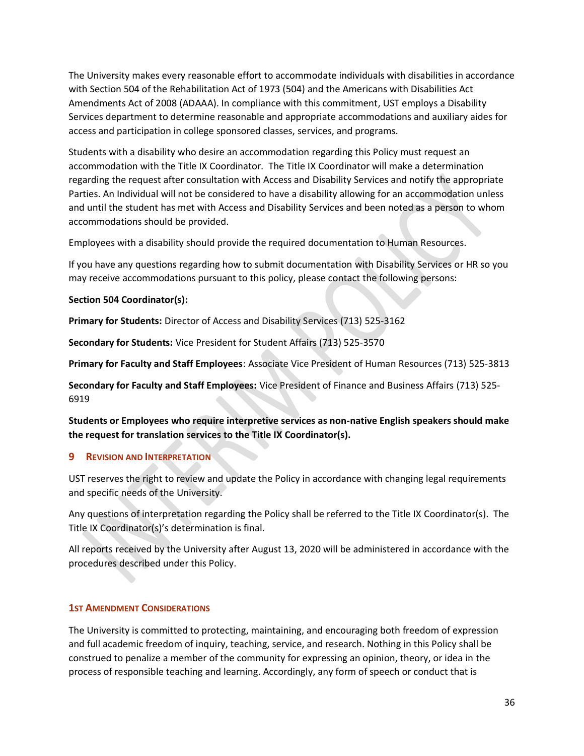The University makes every reasonable effort to accommodate individuals with disabilities in accordance with Section 504 of the Rehabilitation Act of 1973 (504) and the Americans with Disabilities Act Amendments Act of 2008 (ADAAA). In compliance with this commitment, UST employs a Disability Services department to determine reasonable and appropriate accommodations and auxiliary aides for access and participation in college sponsored classes, services, and programs.

Students with a disability who desire an accommodation regarding this Policy must request an accommodation with the Title IX Coordinator. The Title IX Coordinator will make a determination regarding the request after consultation with Access and Disability Services and notify the appropriate Parties. An Individual will not be considered to have a disability allowing for an accommodation unless and until the student has met with Access and Disability Services and been noted as a person to whom accommodations should be provided.

Employees with a disability should provide the required documentation to Human Resources.

If you have any questions regarding how to submit documentation with Disability Services or HR so you may receive accommodations pursuant to this policy, please contact the following persons:

**Section 504 Coordinator(s):**

**Primary for Students:** Director of Access and Disability Services (713) 525-3162

**Secondary for Students:** Vice President for Student Affairs (713) 525-3570

**Primary for Faculty and Staff Employees**: Associate Vice President of Human Resources (713) 525-3813

**Secondary for Faculty and Staff Employees:** Vice President of Finance and Business Affairs (713) 525-6919

**Students or Employees who require interpretive services as non-native English speakers should make the request for translation services to the Title IX Coordinator(s).**

## 9 Revision and Interpretation

UST reserves the right to review and update the Policy in accordance with changing legal requirements and specific needs of the University.

Any questions of interpretation regarding the Policy shall be referred to the Title IX Coordinator(s). The Title IX Coordinator(s)'s determination is final.

All reports received by the University after August 13, 2020 will be administered in accordance with the procedures described under this Policy.

### 1st Amendment Considerations

The University is committed to protecting, maintaining, and encouraging both freedom of expression and full academic freedom of inquiry, teaching, service, and research. Nothing in this Policy shall be construed to penalize a member of the community for expressing an opinion, theory, or idea in the process of responsible teaching and learning. Accordingly, any form of speech or conduct that is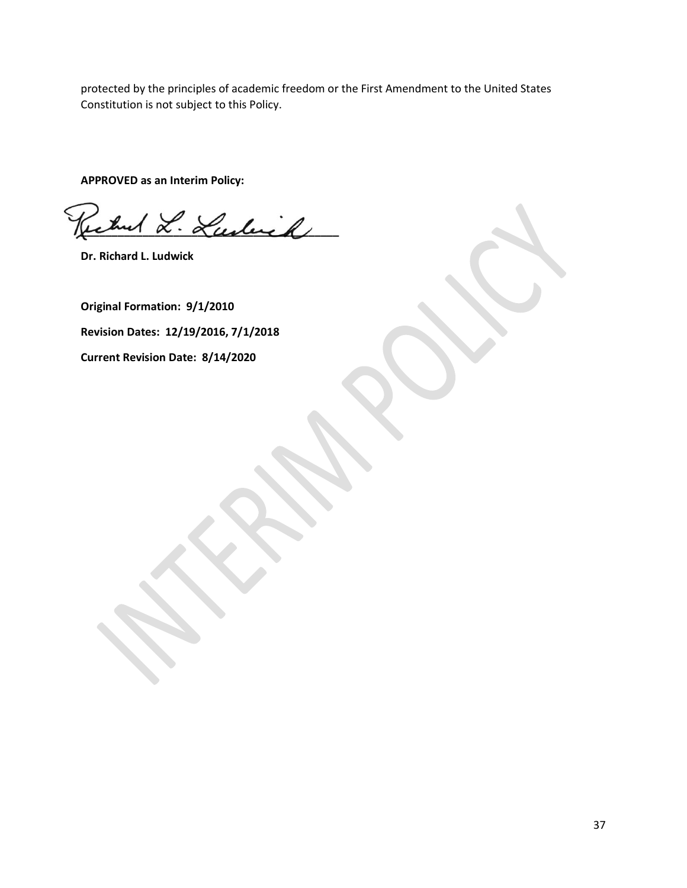protected by the principles of academic freedom or the First Amendment to the United States Constitution is not subject to this Policy.

**APPROVED as an Interim Policy:**

Richard L. Ludwick

**Dr. Richard L. Ludwick**

**Original Formation: 9/1/2010**

**Revision Dates: 12/19/2016, 7/1/2018**

**Current Revision Date: 8/14/2020**